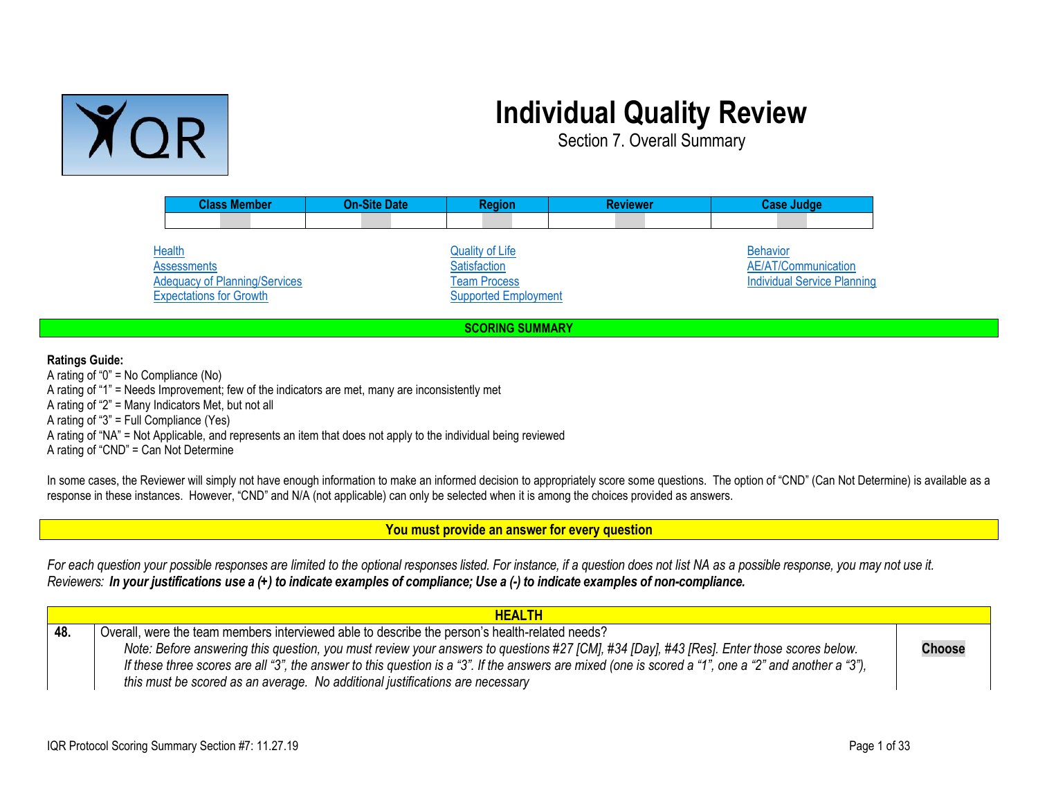# Individual Quality Review

## Section 7. Overall Summary

| Class Member | On-Site Date | Region | Reviewer | Case Judge |
|---|---|---|---|---|
| | | | | |

Health
Assessments
Adequacy of Planning/Services
Expectations for Growth
Quality of Life
Satisfaction
Team Process
Supported Employment
Behavior
AE/AT/Communication
Individual Service Planning

**SCORING SUMMARY**

**Ratings Guide:**

A rating of "0" = No Compliance (No)
A rating of "1" = Needs Improvement; few of the indicators are met, many are inconsistently met
A rating of "2" = Many Indicators Met, but not all
A rating of "3" = Full Compliance (Yes)
A rating of "NA" = Not Applicable, and represents an item that does not apply to the individual being reviewed
A rating of "CND" = Can Not Determine

In some cases, the Reviewer will simply not have enough information to make an informed decision to appropriately score some questions. The option of "CND" (Can Not Determine) is available as a response in these instances. However, "CND" and N/A (not applicable) can only be selected when it is among the choices provided as answers.

**You must provide an answer for every question**

*For each question your possible responses are limited to the optional responses listed. For instance, if a question does not list NA as a possible response, you may not use it.*
*Reviewers:* ***In your justifications use a (+) to indicate examples of compliance; Use a (-) to indicate examples of non-compliance.***

| HEALTH | | |
|---|---|---|
| **48.** | Overall, were the team members interviewed able to describe the person's health-related needs?<br>*Note: Before answering this question, you must review your answers to questions #27 [CM], #34 [Day], #43 [Res]. Enter those scores below. If these three scores are all "3", the answer to this question is a "3". If the answers are mixed (one is scored a "1", one a "2" and another a "3"), this must be scored as an average. No additional justifications are necessary* | **Choose** |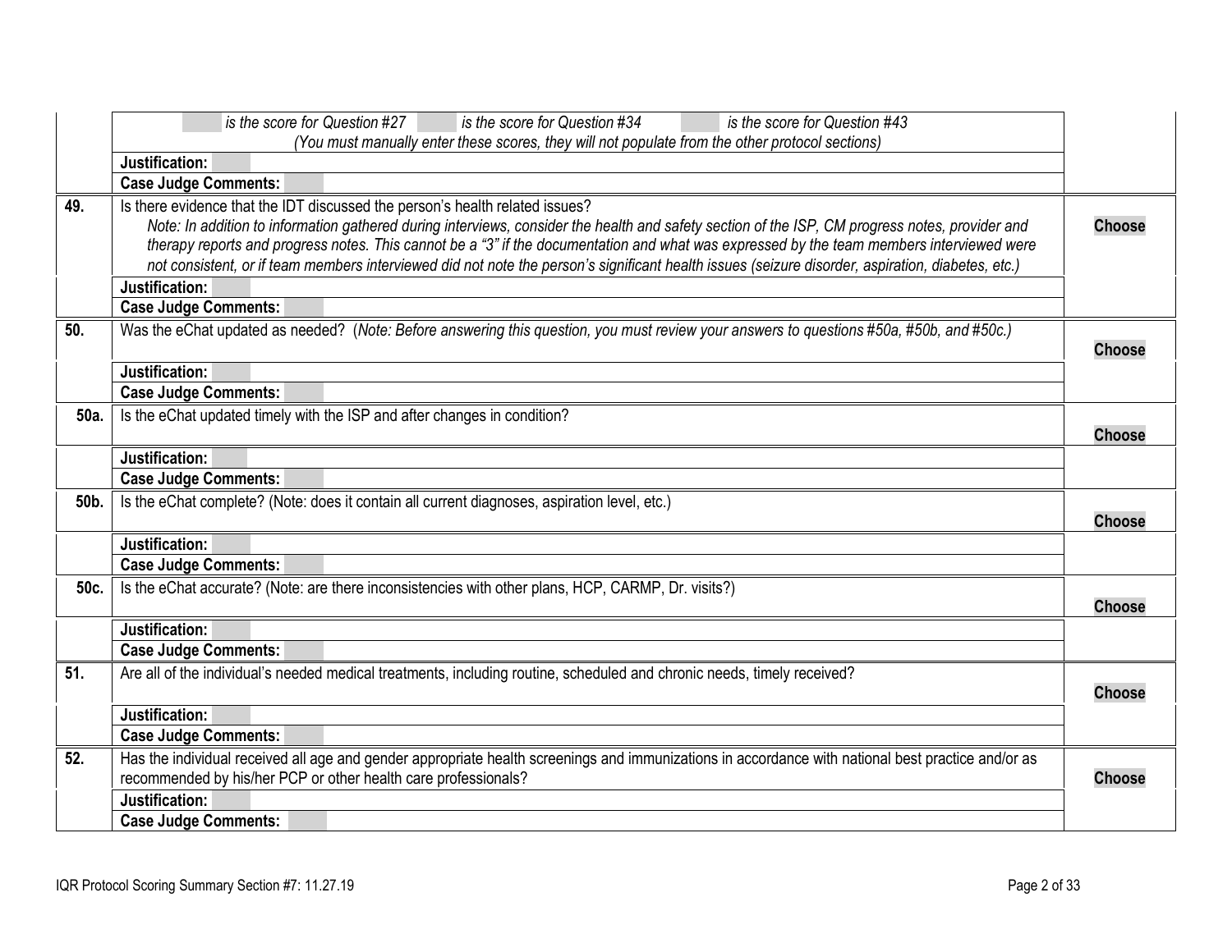| | | |
|---|---|---|
| | *is the score for Question #27* *is the score for Question #34* *is the score for Question #43* *(You must manually enter these scores, they will not populate from the other protocol sections)* | |
| | **Justification:** | |
| | **Case Judge Comments:** | |
| **49.** | Is there evidence that the IDT discussed the person's health related issues? *Note: In addition to information gathered during interviews, consider the health and safety section of the ISP, CM progress notes, provider and therapy reports and progress notes. This cannot be a "3" if the documentation and what was expressed by the team members interviewed were not consistent, or if team members interviewed did not note the person's significant health issues (seizure disorder, aspiration, diabetes, etc.)* | **Choose** |
| | **Justification:** | |
| | **Case Judge Comments:** | |
| **50.** | Was the eChat updated as needed? (*Note: Before answering this question, you must review your answers to questions #50a, #50b, and #50c.)* | **Choose** |
| | **Justification:** | |
| | **Case Judge Comments:** | |
| **50a.** | Is the eChat updated timely with the ISP and after changes in condition? | **Choose** |
| | **Justification:** | |
| | **Case Judge Comments:** | |
| **50b.** | Is the eChat complete? (Note: does it contain all current diagnoses, aspiration level, etc.) | **Choose** |
| | **Justification:** | |
| | **Case Judge Comments:** | |
| **50c.** | Is the eChat accurate? (Note: are there inconsistencies with other plans, HCP, CARMP, Dr. visits?) | **Choose** |
| | **Justification:** | |
| | **Case Judge Comments:** | |
| **51.** | Are all of the individual's needed medical treatments, including routine, scheduled and chronic needs, timely received? | **Choose** |
| | **Justification:** | |
| | **Case Judge Comments:** | |
| **52.** | Has the individual received all age and gender appropriate health screenings and immunizations in accordance with national best practice and/or as recommended by his/her PCP or other health care professionals? | **Choose** |
| | **Justification:** | |
| | **Case Judge Comments:** | |

IQR Protocol Scoring Summary Section #7: 11.27.19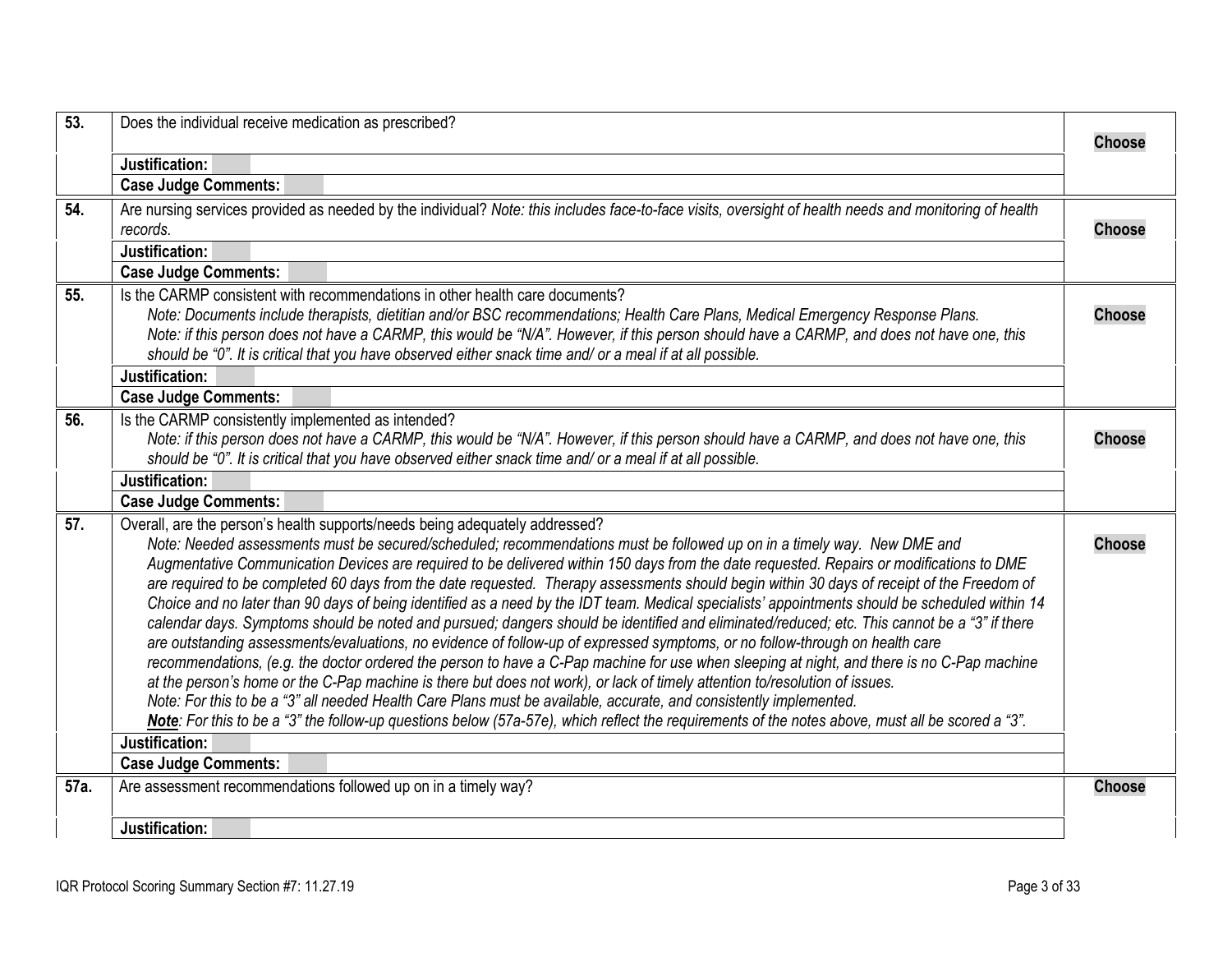| | | |
|---|---|---|
| **53.** | Does the individual receive medication as prescribed? | **Choose** |
| | **Justification:** | |
| | **Case Judge Comments:** | |
| **54.** | Are nursing services provided as needed by the individual? *Note: this includes face-to-face visits, oversight of health needs and monitoring of health records.* | **Choose** |
| | **Justification:** | |
| | **Case Judge Comments:** | |
| **55.** | Is the CARMP consistent with recommendations in other health care documents?<br>*Note: Documents include therapists, dietitian and/or BSC recommendations; Health Care Plans, Medical Emergency Response Plans.*<br>*Note: if this person does not have a CARMP, this would be "N/A". However, if this person should have a CARMP, and does not have one, this should be "0". It is critical that you have observed either snack time and/ or a meal if at all possible.* | **Choose** |
| | **Justification:** | |
| | **Case Judge Comments:** | |
| **56.** | Is the CARMP consistently implemented as intended?<br>*Note: if this person does not have a CARMP, this would be "N/A". However, if this person should have a CARMP, and does not have one, this should be "0". It is critical that you have observed either snack time and/ or a meal if at all possible.* | **Choose** |
| | **Justification:** | |
| | **Case Judge Comments:** | |
| **57.** | Overall, are the person's health supports/needs being adequately addressed?<br>*Note: Needed assessments must be secured/scheduled; recommendations must be followed up on in a timely way. New DME and Augmentative Communication Devices are required to be delivered within 150 days from the date requested. Repairs or modifications to DME are required to be completed 60 days from the date requested. Therapy assessments should begin within 30 days of receipt of the Freedom of Choice and no later than 90 days of being identified as a need by the IDT team. Medical specialists' appointments should be scheduled within 14 calendar days. Symptoms should be noted and pursued; dangers should be identified and eliminated/reduced; etc. This cannot be a "3" if there are outstanding assessments/evaluations, no evidence of follow-up of expressed symptoms, or no follow-through on health care recommendations, (e.g. the doctor ordered the person to have a C-Pap machine for use when sleeping at night, and there is no C-Pap machine at the person's home or the C-Pap machine is there but does not work), or lack of timely attention to/resolution of issues.*<br>*Note: For this to be a "3" all needed Health Care Plans must be available, accurate, and consistently implemented.*<br>***Note**: For this to be a "3" the follow-up questions below (57a-57e), which reflect the requirements of the notes above, must all be scored a "3".* | **Choose** |
| | **Justification:** | |
| | **Case Judge Comments:** | |
| **57a.** | Are assessment recommendations followed up on in a timely way? | **Choose** |
| | **Justification:** | |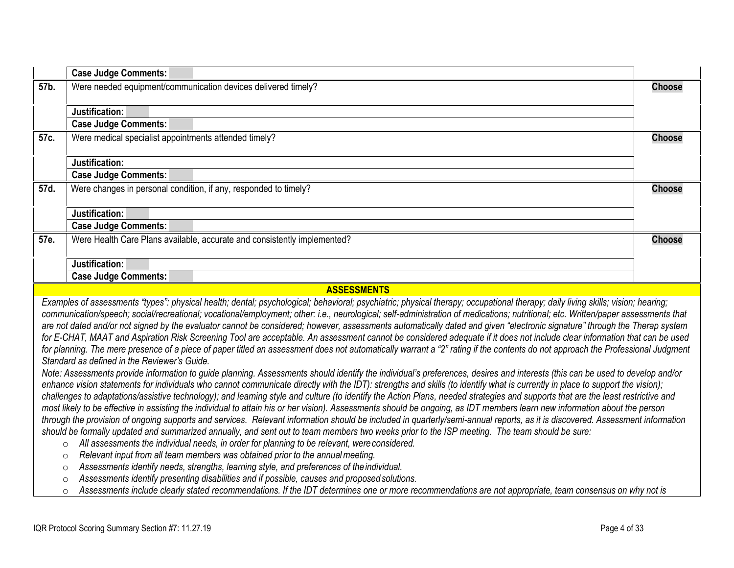| | | |
|---|---|---|
| | **Case Judge Comments:** | |
| **57b.** | Were needed equipment/communication devices delivered timely? | **Choose** |
| | **Justification:** | |
| | **Case Judge Comments:** | |
| **57c.** | Were medical specialist appointments attended timely? | **Choose** |
| | **Justification:** | |
| | **Case Judge Comments:** | |
| **57d.** | Were changes in personal condition, if any, responded to timely? | **Choose** |
| | **Justification:** | |
| | **Case Judge Comments:** | |
| **57e.** | Were Health Care Plans available, accurate and consistently implemented? | **Choose** |
| | **Justification:** | |
| | **Case Judge Comments:** | |

## ASSESSMENTS

*Examples of assessments "types": physical health; dental; psychological; behavioral; psychiatric; physical therapy; occupational therapy; daily living skills; vision; hearing; communication/speech; social/recreational; vocational/employment; other: i.e., neurological; self-administration of medications; nutritional; etc. Written/paper assessments that are not dated and/or not signed by the evaluator cannot be considered; however, assessments automatically dated and given "electronic signature" through the Therap system for E-CHAT, MAAT and Aspiration Risk Screening Tool are acceptable. An assessment cannot be considered adequate if it does not include clear information that can be used for planning. The mere presence of a piece of paper titled an assessment does not automatically warrant a "2" rating if the contents do not approach the Professional Judgment Standard as defined in the Reviewer's Guide.*

*Note: Assessments provide information to guide planning. Assessments should identify the individual's preferences, desires and interests (this can be used to develop and/or enhance vision statements for individuals who cannot communicate directly with the IDT): strengths and skills (to identify what is currently in place to support the vision); challenges to adaptations/assistive technology); and learning style and culture (to identify the Action Plans, needed strategies and supports that are the least restrictive and most likely to be effective in assisting the individual to attain his or her vision). Assessments should be ongoing, as IDT members learn new information about the person through the provision of ongoing supports and services. Relevant information should be included in quarterly/semi-annual reports, as it is discovered. Assessment information should be formally updated and summarized annually, and sent out to team members two weeks prior to the ISP meeting. The team should be sure:*

- *All assessments the individual needs, in order for planning to be relevant, were considered.*
- *Relevant input from all team members was obtained prior to the annual meeting.*
- *Assessments identify needs, strengths, learning style, and preferences of the individual.*
- *Assessments identify presenting disabilities and if possible, causes and proposed solutions.*
- *Assessments include clearly stated recommendations. If the IDT determines one or more recommendations are not appropriate, team consensus on why not is*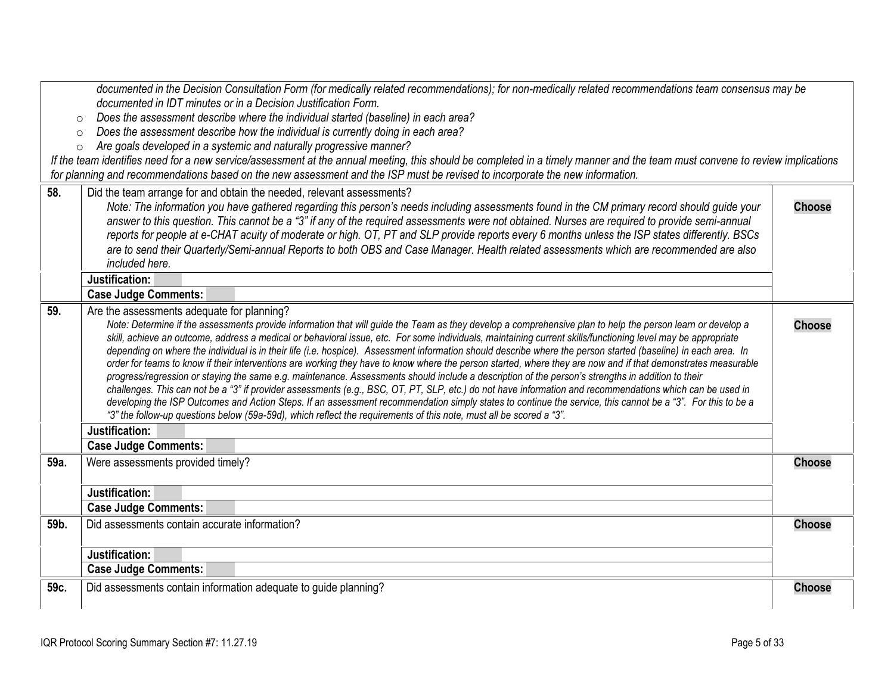*documented in the Decision Consultation Form (for medically related recommendations); for non-medically related recommendations team consensus may be documented in IDT minutes or in a Decision Justification Form.*

- *Does the assessment describe where the individual started (baseline) in each area?*
- *Does the assessment describe how the individual is currently doing in each area?*
- *Are goals developed in a systemic and naturally progressive manner?*

*If the team identifies need for a new service/assessment at the annual meeting, this should be completed in a timely manner and the team must convene to review implications for planning and recommendations based on the new assessment and the ISP must be revised to incorporate the new information.*

| # | Question | Score |
|---|---|---|
| **58.** | Did the team arrange for and obtain the needed, relevant assessments?<br>*Note: The information you have gathered regarding this person's needs including assessments found in the CM primary record should guide your answer to this question. This cannot be a "3" if any of the required assessments were not obtained. Nurses are required to provide semi-annual reports for people at e-CHAT acuity of moderate or high. OT, PT and SLP provide reports every 6 months unless the ISP states differently. BSCs are to send their Quarterly/Semi-annual Reports to both OBS and Case Manager. Health related assessments which are recommended are also included here.* | **Choose** |
| | **Justification:** | |
| | **Case Judge Comments:** | |
| **59.** | Are the assessments adequate for planning?<br>*Note: Determine if the assessments provide information that will guide the Team as they develop a comprehensive plan to help the person learn or develop a skill, achieve an outcome, address a medical or behavioral issue, etc. For some individuals, maintaining current skills/functioning level may be appropriate depending on where the individual is in their life (i.e. hospice). Assessment information should describe where the person started (baseline) in each area. In order for teams to know if their interventions are working they have to know where the person started, where they are now and if that demonstrates measurable progress/regression or staying the same e.g. maintenance. Assessments should include a description of the person's strengths in addition to their challenges. This can not be a "3" if provider assessments (e.g., BSC, OT, PT, SLP, etc.) do not have information and recommendations which can be used in developing the ISP Outcomes and Action Steps. If an assessment recommendation simply states to continue the service, this cannot be a "3". For this to be a "3" the follow-up questions below (59a-59d), which reflect the requirements of this note, must all be scored a "3".* | **Choose** |
| | **Justification:** | |
| | **Case Judge Comments:** | |
| **59a.** | Were assessments provided timely? | **Choose** |
| | **Justification:** | |
| | **Case Judge Comments:** | |
| **59b.** | Did assessments contain accurate information? | **Choose** |
| | **Justification:** | |
| | **Case Judge Comments:** | |
| **59c.** | Did assessments contain information adequate to guide planning? | **Choose** |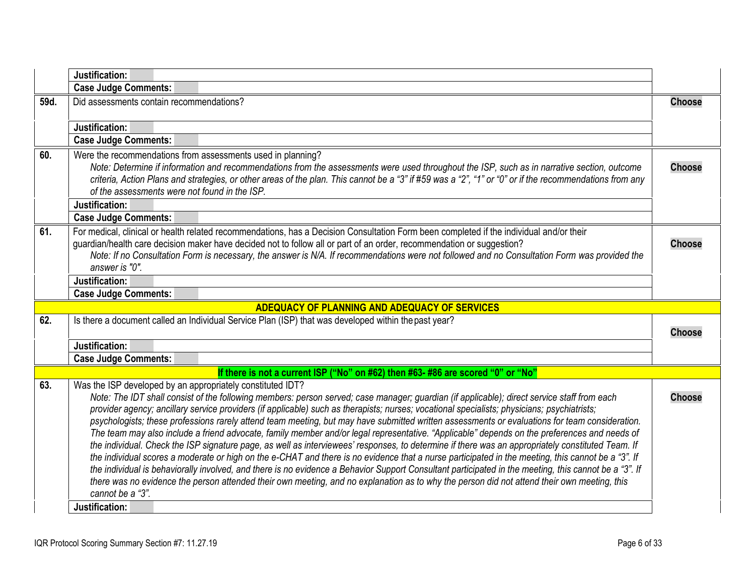| | | |
|---|---|---|
| | **Justification:** | |
| | **Case Judge Comments:** | |
| **59d.** | Did assessments contain recommendations? | **Choose** |
| | **Justification:** | |
| | **Case Judge Comments:** | |
| **60.** | Were the recommendations from assessments used in planning?<br>*Note: Determine if information and recommendations from the assessments were used throughout the ISP, such as in narrative section, outcome criteria, Action Plans and strategies, or other areas of the plan. This cannot be a "3" if #59 was a "2", "1" or "0" or if the recommendations from any of the assessments were not found in the ISP.* | **Choose** |
| | **Justification:** | |
| | **Case Judge Comments:** | |
| **61.** | For medical, clinical or health related recommendations, has a Decision Consultation Form been completed if the individual and/or their guardian/health care decision maker have decided not to follow all or part of an order, recommendation or suggestion?<br>*Note: If no Consultation Form is necessary, the answer is N/A. If recommendations were not followed and no Consultation Form was provided the answer is "0".* | **Choose** |
| | **Justification:** | |
| | **Case Judge Comments:** | |
| | **ADEQUACY OF PLANNING AND ADEQUACY OF SERVICES** | |
| **62.** | Is there a document called an Individual Service Plan (ISP) that was developed within the past year? | **Choose** |
| | **Justification:** | |
| | **Case Judge Comments:** | |
| | **If there is not a current ISP ("No" on #62) then #63- #86 are scored "0" or "No"** | |
| **63.** | Was the ISP developed by an appropriately constituted IDT?<br>*Note: The IDT shall consist of the following members: person served; case manager; guardian (if applicable); direct service staff from each provider agency; ancillary service providers (if applicable) such as therapists; nurses; vocational specialists; physicians; psychiatrists; psychologists; these professions rarely attend team meeting, but may have submitted written assessments or evaluations for team consideration. The team may also include a friend advocate, family member and/or legal representative. "Applicable" depends on the preferences and needs of the individual. Check the ISP signature page, as well as interviewees' responses, to determine if there was an appropriately constituted Team. If the individual scores a moderate or high on the e-CHAT and there is no evidence that a nurse participated in the meeting, this cannot be a "3". If the individual is behaviorally involved, and there is no evidence a Behavior Support Consultant participated in the meeting, this cannot be a "3". If there was no evidence the person attended their own meeting, and no explanation as to why the person did not attend their own meeting, this cannot be a "3".* | **Choose** |
| | **Justification:** | |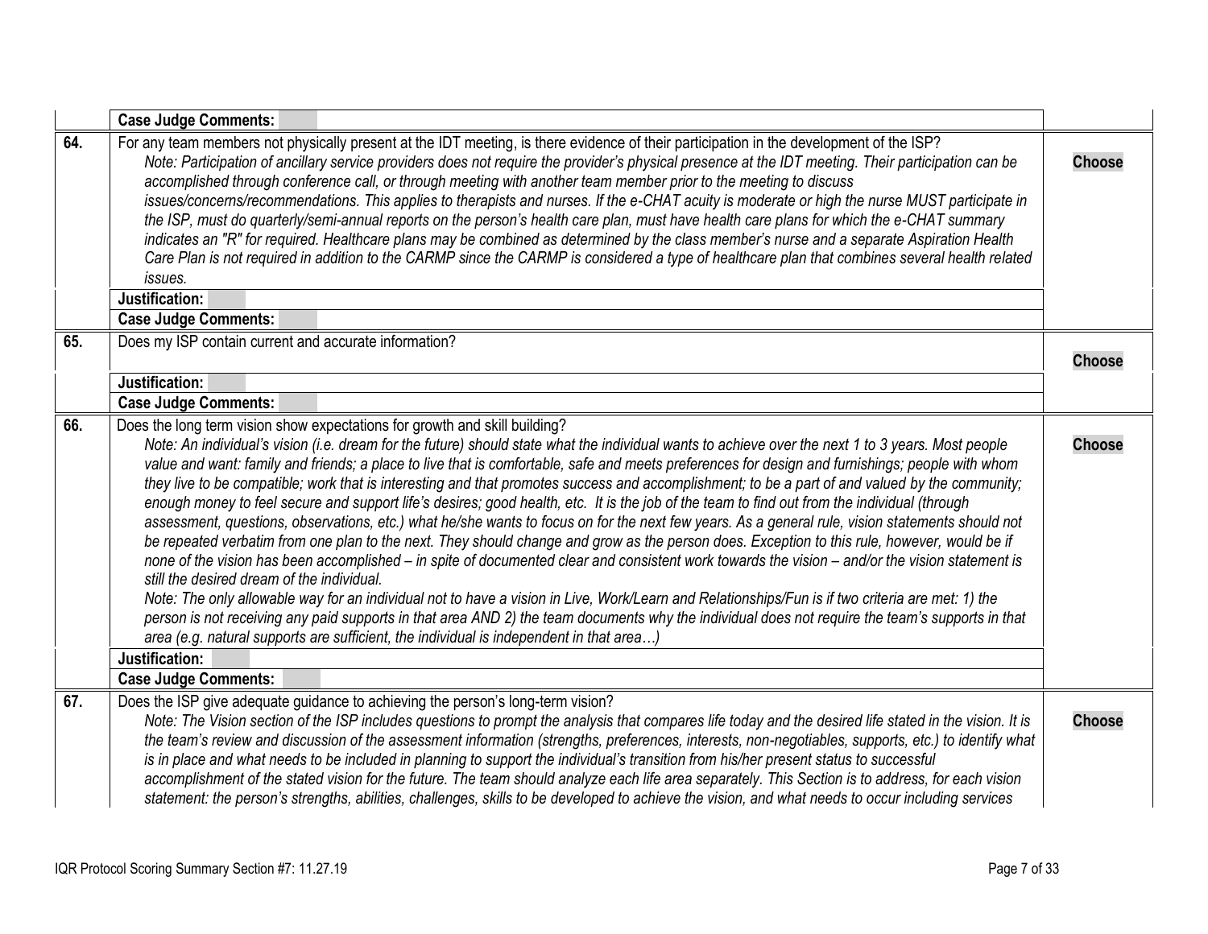| | | |
|---|---|---|
| | **Case Judge Comments:** | |
| **64.** | For any team members not physically present at the IDT meeting, is there evidence of their participation in the development of the ISP?<br>*Note: Participation of ancillary service providers does not require the provider's physical presence at the IDT meeting. Their participation can be accomplished through conference call, or through meeting with another team member prior to the meeting to discuss issues/concerns/recommendations. This applies to therapists and nurses. If the e-CHAT acuity is moderate or high the nurse MUST participate in the ISP, must do quarterly/semi-annual reports on the person's health care plan, must have health care plans for which the e-CHAT summary indicates an "R" for required. Healthcare plans may be combined as determined by the class member's nurse and a separate Aspiration Health Care Plan is not required in addition to the CARMP since the CARMP is considered a type of healthcare plan that combines several health related issues.* | **Choose** |
| | **Justification:** | |
| | **Case Judge Comments:** | |
| **65.** | Does my ISP contain current and accurate information? | **Choose** |
| | **Justification:** | |
| | **Case Judge Comments:** | |
| **66.** | Does the long term vision show expectations for growth and skill building?<br>*Note: An individual's vision (i.e. dream for the future) should state what the individual wants to achieve over the next 1 to 3 years. Most people value and want: family and friends; a place to live that is comfortable, safe and meets preferences for design and furnishings; people with whom they live to be compatible; work that is interesting and that promotes success and accomplishment; to be a part of and valued by the community; enough money to feel secure and support life's desires; good health, etc. It is the job of the team to find out from the individual (through assessment, questions, observations, etc.) what he/she wants to focus on for the next few years. As a general rule, vision statements should not be repeated verbatim from one plan to the next. They should change and grow as the person does. Exception to this rule, however, would be if none of the vision has been accomplished – in spite of documented clear and consistent work towards the vision – and/or the vision statement is still the desired dream of the individual.*<br>*Note: The only allowable way for an individual not to have a vision in Live, Work/Learn and Relationships/Fun is if two criteria are met: 1) the person is not receiving any paid supports in that area AND 2) the team documents why the individual does not require the team's supports in that area (e.g. natural supports are sufficient, the individual is independent in that area…)* | **Choose** |
| | **Justification:** | |
| | **Case Judge Comments:** | |
| **67.** | Does the ISP give adequate guidance to achieving the person's long-term vision?<br>*Note: The Vision section of the ISP includes questions to prompt the analysis that compares life today and the desired life stated in the vision. It is the team's review and discussion of the assessment information (strengths, preferences, interests, non-negotiables, supports, etc.) to identify what is in place and what needs to be included in planning to support the individual's transition from his/her present status to successful accomplishment of the stated vision for the future. The team should analyze each life area separately. This Section is to address, for each vision statement: the person's strengths, abilities, challenges, skills to be developed to achieve the vision, and what needs to occur including services* | **Choose** |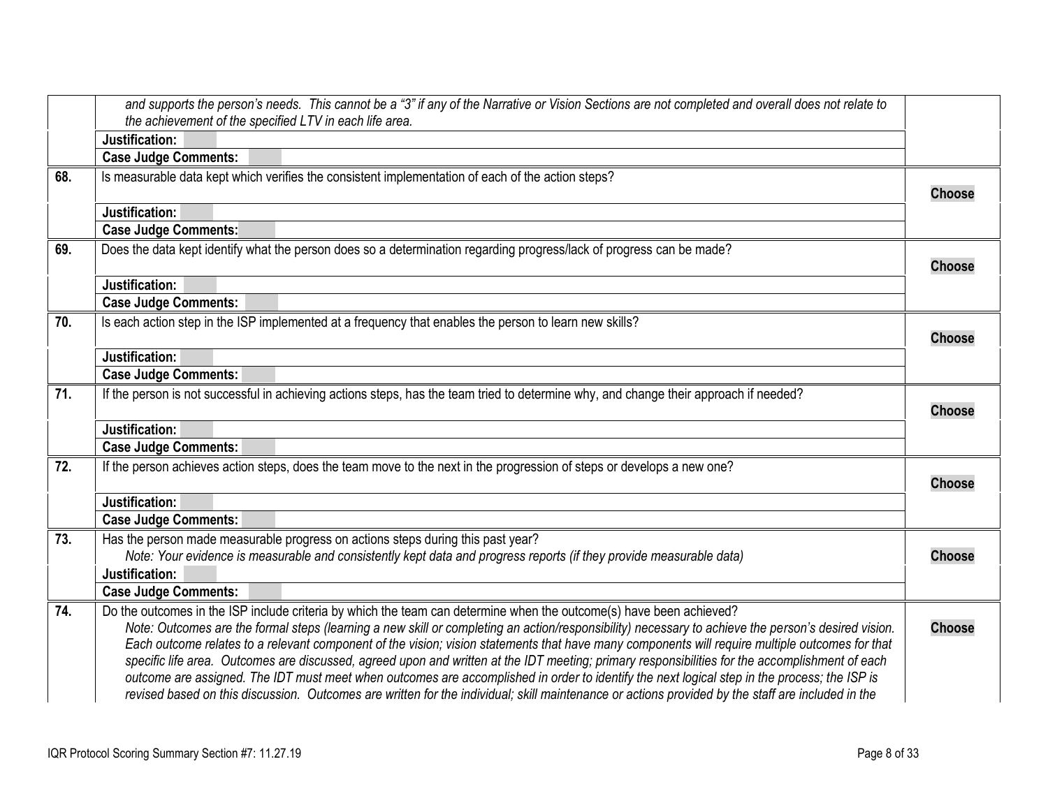| | | |
|---|---|---|
| | *and supports the person's needs. This cannot be a "3" if any of the Narrative or Vision Sections are not completed and overall does not relate to the achievement of the specified LTV in each life area.* | |
| | **Justification:** | |
| | **Case Judge Comments:** | |
| **68.** | Is measurable data kept which verifies the consistent implementation of each of the action steps? | **Choose** |
| | **Justification:** | |
| | **Case Judge Comments:** | |
| **69.** | Does the data kept identify what the person does so a determination regarding progress/lack of progress can be made? | **Choose** |
| | **Justification:** | |
| | **Case Judge Comments:** | |
| **70.** | Is each action step in the ISP implemented at a frequency that enables the person to learn new skills? | **Choose** |
| | **Justification:** | |
| | **Case Judge Comments:** | |
| **71.** | If the person is not successful in achieving actions steps, has the team tried to determine why, and change their approach if needed? | **Choose** |
| | **Justification:** | |
| | **Case Judge Comments:** | |
| **72.** | If the person achieves action steps, does the team move to the next in the progression of steps or develops a new one? | **Choose** |
| | **Justification:** | |
| | **Case Judge Comments:** | |
| **73.** | Has the person made measurable progress on actions steps during this past year? *Note: Your evidence is measurable and consistently kept data and progress reports (if they provide measurable data)* | **Choose** |
| | **Justification:** | |
| | **Case Judge Comments:** | |
| **74.** | Do the outcomes in the ISP include criteria by which the team can determine when the outcome(s) have been achieved? *Note: Outcomes are the formal steps (learning a new skill or completing an action/responsibility) necessary to achieve the person's desired vision. Each outcome relates to a relevant component of the vision; vision statements that have many components will require multiple outcomes for that specific life area. Outcomes are discussed, agreed upon and written at the IDT meeting; primary responsibilities for the accomplishment of each outcome are assigned. The IDT must meet when outcomes are accomplished in order to identify the next logical step in the process; the ISP is revised based on this discussion. Outcomes are written for the individual; skill maintenance or actions provided by the staff are included in the* | **Choose** |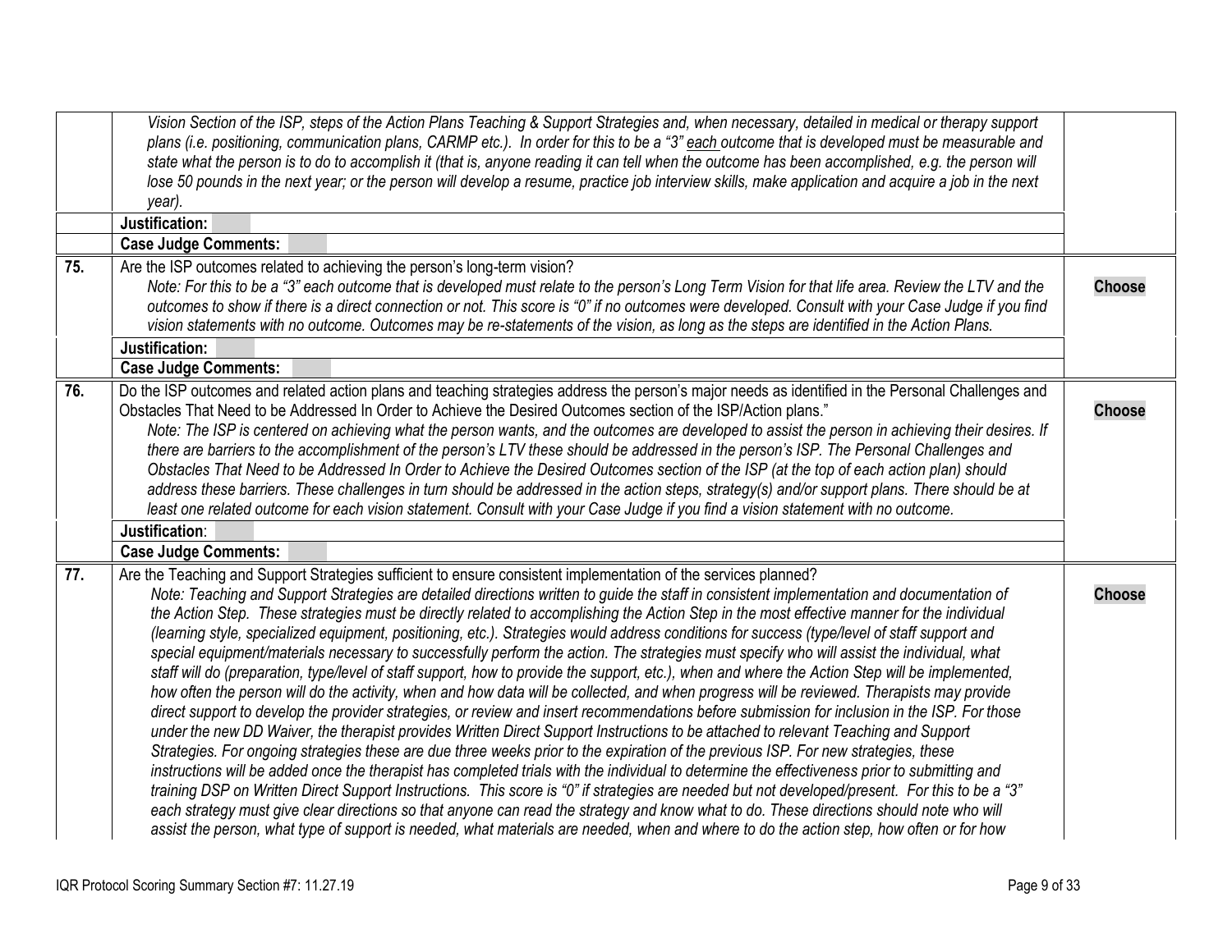| | | |
|---|---|---|
| | *Vision Section of the ISP, steps of the Action Plans Teaching & Support Strategies and, when necessary, detailed in medical or therapy support plans (i.e. positioning, communication plans, CARMP etc.). In order for this to be a "3" each outcome that is developed must be measurable and state what the person is to do to accomplish it (that is, anyone reading it can tell when the outcome has been accomplished, e.g. the person will lose 50 pounds in the next year; or the person will develop a resume, practice job interview skills, make application and acquire a job in the next year).* | |
| | **Justification:** | |
| | **Case Judge Comments:** | |
| **75.** | Are the ISP outcomes related to achieving the person's long-term vision?<br>*Note: For this to be a "3" each outcome that is developed must relate to the person's Long Term Vision for that life area. Review the LTV and the outcomes to show if there is a direct connection or not. This score is "0" if no outcomes were developed. Consult with your Case Judge if you find vision statements with no outcome. Outcomes may be re-statements of the vision, as long as the steps are identified in the Action Plans.* | **Choose** |
| | **Justification:** | |
| | **Case Judge Comments:** | |
| **76.** | Do the ISP outcomes and related action plans and teaching strategies address the person's major needs as identified in the Personal Challenges and Obstacles That Need to be Addressed In Order to Achieve the Desired Outcomes section of the ISP/Action plans."<br>*Note: The ISP is centered on achieving what the person wants, and the outcomes are developed to assist the person in achieving their desires. If there are barriers to the accomplishment of the person's LTV these should be addressed in the person's ISP. The Personal Challenges and Obstacles That Need to be Addressed In Order to Achieve the Desired Outcomes section of the ISP (at the top of each action plan) should address these barriers. These challenges in turn should be addressed in the action steps, strategy(s) and/or support plans. There should be at least one related outcome for each vision statement. Consult with your Case Judge if you find a vision statement with no outcome.* | **Choose** |
| | **Justification**: | |
| | **Case Judge Comments:** | |
| **77.** | Are the Teaching and Support Strategies sufficient to ensure consistent implementation of the services planned?<br>*Note: Teaching and Support Strategies are detailed directions written to guide the staff in consistent implementation and documentation of the Action Step. These strategies must be directly related to accomplishing the Action Step in the most effective manner for the individual (learning style, specialized equipment, positioning, etc.). Strategies would address conditions for success (type/level of staff support and special equipment/materials necessary to successfully perform the action. The strategies must specify who will assist the individual, what staff will do (preparation, type/level of staff support, how to provide the support, etc.), when and where the Action Step will be implemented, how often the person will do the activity, when and how data will be collected, and when progress will be reviewed. Therapists may provide direct support to develop the provider strategies, or review and insert recommendations before submission for inclusion in the ISP. For those under the new DD Waiver, the therapist provides Written Direct Support Instructions to be attached to relevant Teaching and Support Strategies. For ongoing strategies these are due three weeks prior to the expiration of the previous ISP. For new strategies, these instructions will be added once the therapist has completed trials with the individual to determine the effectiveness prior to submitting and training DSP on Written Direct Support Instructions. This score is "0" if strategies are needed but not developed/present. For this to be a "3" each strategy must give clear directions so that anyone can read the strategy and know what to do. These directions should note who will assist the person, what type of support is needed, what materials are needed, when and where to do the action step, how often or for how* | **Choose** |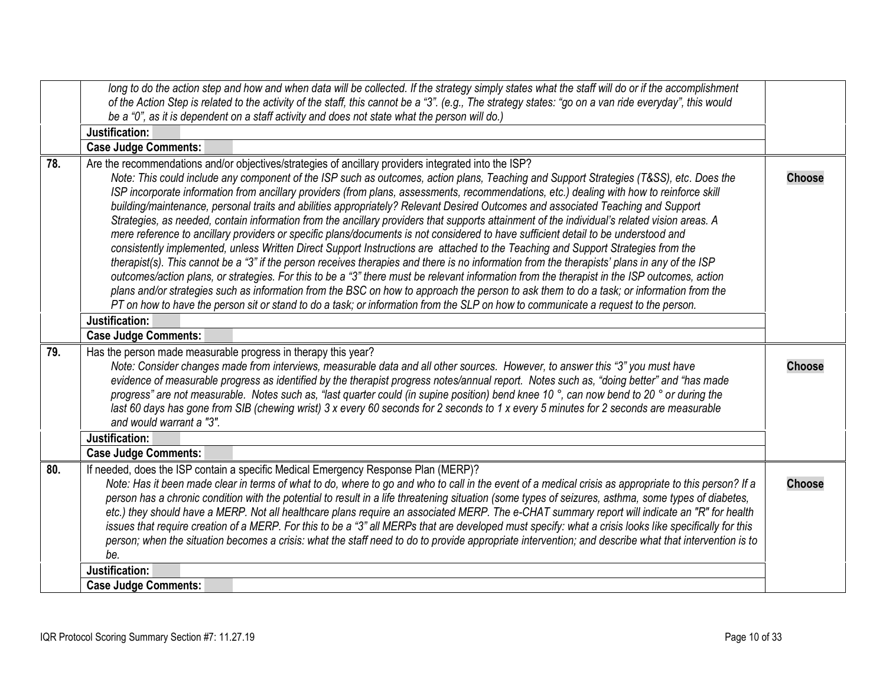| | | |
|---|---|---|
| | *long to do the action step and how and when data will be collected. If the strategy simply states what the staff will do or if the accomplishment of the Action Step is related to the activity of the staff, this cannot be a "3". (e.g., The strategy states: "go on a van ride everyday", this would be a "0", as it is dependent on a staff activity and does not state what the person will do.)* | |
| | **Justification:** | |
| | **Case Judge Comments:** | |
| **78.** | Are the recommendations and/or objectives/strategies of ancillary providers integrated into the ISP?<br>*Note: This could include any component of the ISP such as outcomes, action plans, Teaching and Support Strategies (T&SS), etc. Does the ISP incorporate information from ancillary providers (from plans, assessments, recommendations, etc.) dealing with how to reinforce skill building/maintenance, personal traits and abilities appropriately? Relevant Desired Outcomes and associated Teaching and Support Strategies, as needed, contain information from the ancillary providers that supports attainment of the individual's related vision areas. A mere reference to ancillary providers or specific plans/documents is not considered to have sufficient detail to be understood and consistently implemented, unless Written Direct Support Instructions are attached to the Teaching and Support Strategies from the therapist(s). This cannot be a "3" if the person receives therapies and there is no information from the therapists' plans in any of the ISP outcomes/action plans, or strategies. For this to be a "3" there must be relevant information from the therapist in the ISP outcomes, action plans and/or strategies such as information from the BSC on how to approach the person to ask them to do a task; or information from the PT on how to have the person sit or stand to do a task; or information from the SLP on how to communicate a request to the person.* | **Choose** |
| | **Justification:** | |
| | **Case Judge Comments:** | |
| **79.** | Has the person made measurable progress in therapy this year?<br>*Note: Consider changes made from interviews, measurable data and all other sources. However, to answer this "3" you must have evidence of measurable progress as identified by the therapist progress notes/annual report. Notes such as, "doing better" and "has made progress" are not measurable. Notes such as, "last quarter could (in supine position) bend knee 10 °, can now bend to 20 ° or during the last 60 days has gone from SIB (chewing wrist) 3 x every 60 seconds for 2 seconds to 1 x every 5 minutes for 2 seconds are measurable and would warrant a "3".* | **Choose** |
| | **Justification:** | |
| | **Case Judge Comments:** | |
| **80.** | If needed, does the ISP contain a specific Medical Emergency Response Plan (MERP)?<br>*Note: Has it been made clear in terms of what to do, where to go and who to call in the event of a medical crisis as appropriate to this person? If a person has a chronic condition with the potential to result in a life threatening situation (some types of seizures, asthma, some types of diabetes, etc.) they should have a MERP. Not all healthcare plans require an associated MERP. The e-CHAT summary report will indicate an "R" for health issues that require creation of a MERP. For this to be a "3" all MERPs that are developed must specify: what a crisis looks like specifically for this person; when the situation becomes a crisis: what the staff need to do to provide appropriate intervention; and describe what that intervention is to be.* | **Choose** |
| | **Justification:** | |
| | **Case Judge Comments:** | |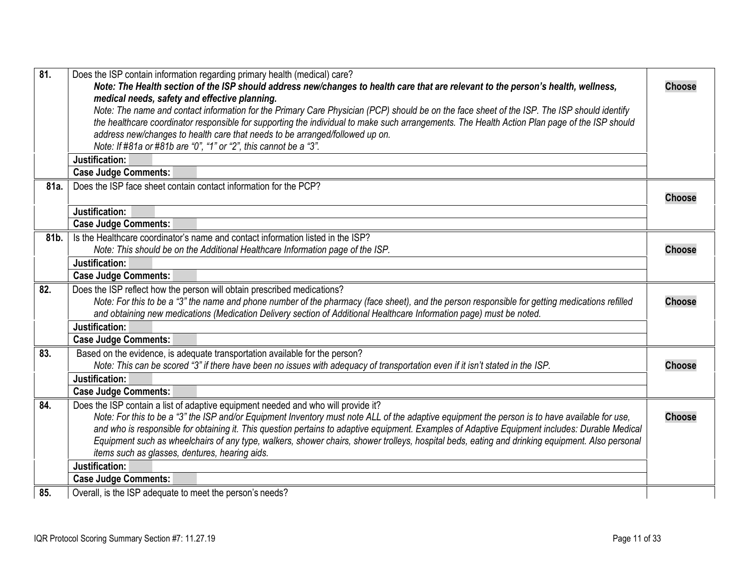| | | |
|---|---|---|
| **81.** | Does the ISP contain information regarding primary health (medical) care?<br>***Note: The Health section of the ISP should address new/changes to health care that are relevant to the person's health, wellness, medical needs, safety and effective planning.***<br>*Note: The name and contact information for the Primary Care Physician (PCP) should be on the face sheet of the ISP. The ISP should identify the healthcare coordinator responsible for supporting the individual to make such arrangements. The Health Action Plan page of the ISP should address new/changes to health care that needs to be arranged/followed up on.*<br>*Note: If #81a or #81b are "0", "1" or "2", this cannot be a "3".* | **Choose** |
| | **Justification:** | |
| | **Case Judge Comments:** | |
| **81a.** | Does the ISP face sheet contain contact information for the PCP? | **Choose** |
| | **Justification:** | |
| | **Case Judge Comments:** | |
| **81b.** | Is the Healthcare coordinator's name and contact information listed in the ISP?<br>*Note: This should be on the Additional Healthcare Information page of the ISP.* | **Choose** |
| | **Justification:** | |
| | **Case Judge Comments:** | |
| **82.** | Does the ISP reflect how the person will obtain prescribed medications?<br>*Note: For this to be a "3" the name and phone number of the pharmacy (face sheet), and the person responsible for getting medications refilled and obtaining new medications (Medication Delivery section of Additional Healthcare Information page) must be noted.* | **Choose** |
| | **Justification:** | |
| | **Case Judge Comments:** | |
| **83.** | Based on the evidence, is adequate transportation available for the person?<br>*Note: This can be scored "3" if there have been no issues with adequacy of transportation even if it isn't stated in the ISP.* | **Choose** |
| | **Justification:** | |
| | **Case Judge Comments:** | |
| **84.** | Does the ISP contain a list of adaptive equipment needed and who will provide it?<br>*Note: For this to be a "3" the ISP and/or Equipment Inventory must note ALL of the adaptive equipment the person is to have available for use, and who is responsible for obtaining it. This question pertains to adaptive equipment. Examples of Adaptive Equipment includes: Durable Medical Equipment such as wheelchairs of any type, walkers, shower chairs, shower trolleys, hospital beds, eating and drinking equipment. Also personal items such as glasses, dentures, hearing aids.* | **Choose** |
| | **Justification:** | |
| | **Case Judge Comments:** | |
| **85.** | Overall, is the ISP adequate to meet the person's needs? | |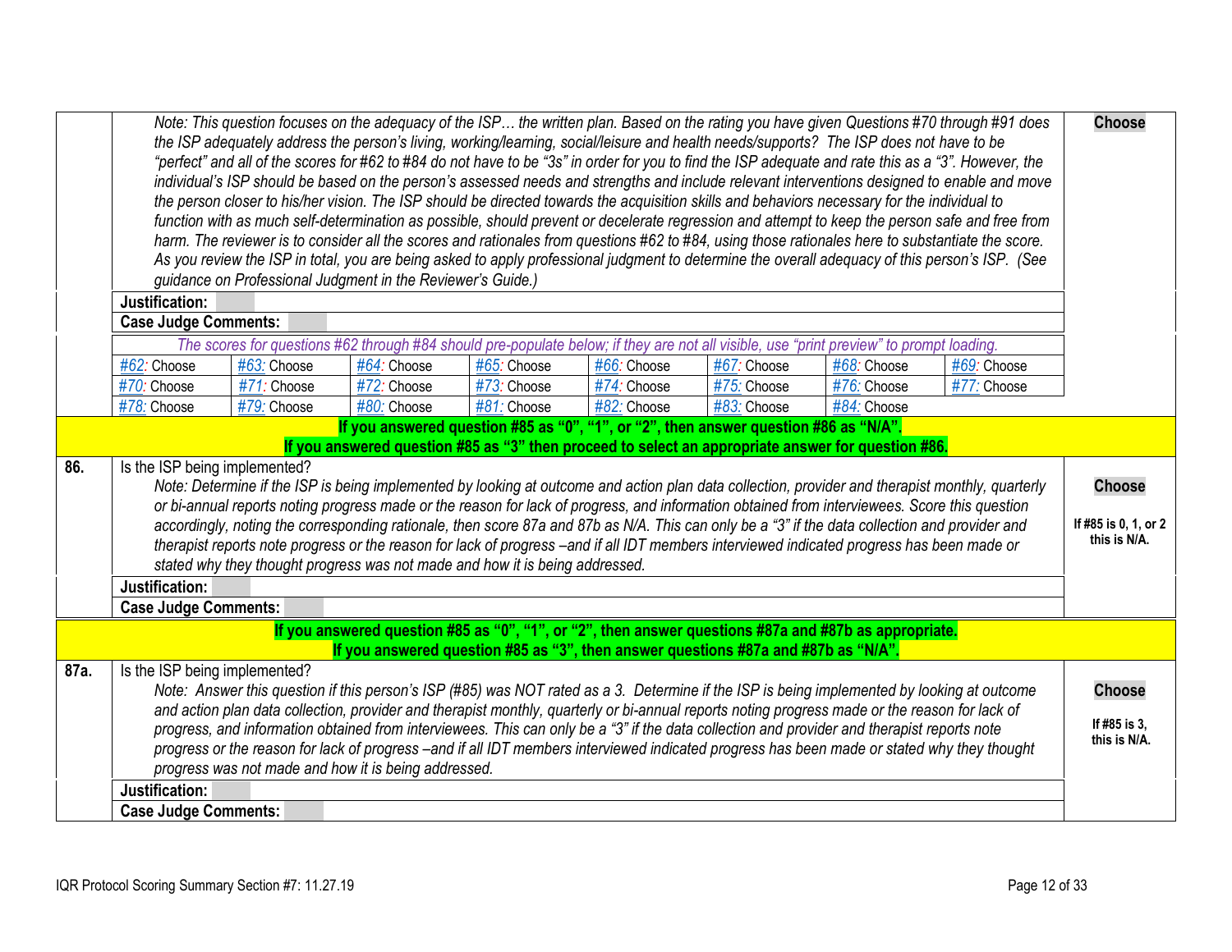| | | |
|---|---|---|
| | *Note: This question focuses on the adequacy of the ISP… the written plan. Based on the rating you have given Questions #70 through #91 does the ISP adequately address the person's living, working/learning, social/leisure and health needs/supports? The ISP does not have to be "perfect" and all of the scores for #62 to #84 do not have to be "3s" in order for you to find the ISP adequate and rate this as a "3". However, the individual's ISP should be based on the person's assessed needs and strengths and include relevant interventions designed to enable and move the person closer to his/her vision. The ISP should be directed towards the acquisition skills and behaviors necessary for the individual to function with as much self-determination as possible, should prevent or decelerate regression and attempt to keep the person safe and free from harm. The reviewer is to consider all the scores and rationales from questions #62 to #84, using those rationales here to substantiate the score. As you review the ISP in total, you are being asked to apply professional judgment to determine the overall adequacy of this person's ISP. (See guidance on Professional Judgment in the Reviewer's Guide.)* | **Choose** |
| | **Justification:** | |
| | **Case Judge Comments:** | |
| | *The scores for questions #62 through #84 should pre-populate below; if they are not all visible, use "print preview" to prompt loading.* | |
| | #62: Choose \| #63: Choose \| #64: Choose \| #65: Choose \| #66: Choose \| #67: Choose \| #68: Choose \| #69: Choose | |
| | #70: Choose \| #71: Choose \| #72: Choose \| #73: Choose \| #74: Choose \| #75: Choose \| #76: Choose \| #77: Choose | |
| | #78: Choose \| #79: Choose \| #80: Choose \| #81: Choose \| #82: Choose \| #83: Choose \| #84: Choose | |
| | **If you answered question #85 as "0", "1", or "2", then answer question #86 as "N/A".** **If you answered question #85 as "3" then proceed to select an appropriate answer for question #86.** | |
| **86.** | Is the ISP being implemented? *Note: Determine if the ISP is being implemented by looking at outcome and action plan data collection, provider and therapist monthly, quarterly or bi-annual reports noting progress made or the reason for lack of progress, and information obtained from interviewees. Score this question accordingly, noting the corresponding rationale, then score 87a and 87b as N/A. This can only be a "3" if the data collection and provider and therapist reports note progress or the reason for lack of progress –and if all IDT members interviewed indicated progress has been made or stated why they thought progress was not made and how it is being addressed.* | **Choose** **If #85 is 0, 1, or 2 this is N/A.** |
| | **Justification:** | |
| | **Case Judge Comments:** | |
| | **If you answered question #85 as "0", "1", or "2", then answer questions #87a and #87b as appropriate.** **If you answered question #85 as "3", then answer questions #87a and #87b as "N/A".** | |
| **87a.** | Is the ISP being implemented? *Note: Answer this question if this person's ISP (#85) was NOT rated as a 3. Determine if the ISP is being implemented by looking at outcome and action plan data collection, provider and therapist monthly, quarterly or bi-annual reports noting progress made or the reason for lack of progress, and information obtained from interviewees. This can only be a "3" if the data collection and provider and therapist reports note progress or the reason for lack of progress –and if all IDT members interviewed indicated progress has been made or stated why they thought progress was not made and how it is being addressed.* | **Choose** **If #85 is 3, this is N/A.** |
| | **Justification:** | |
| | **Case Judge Comments:** | |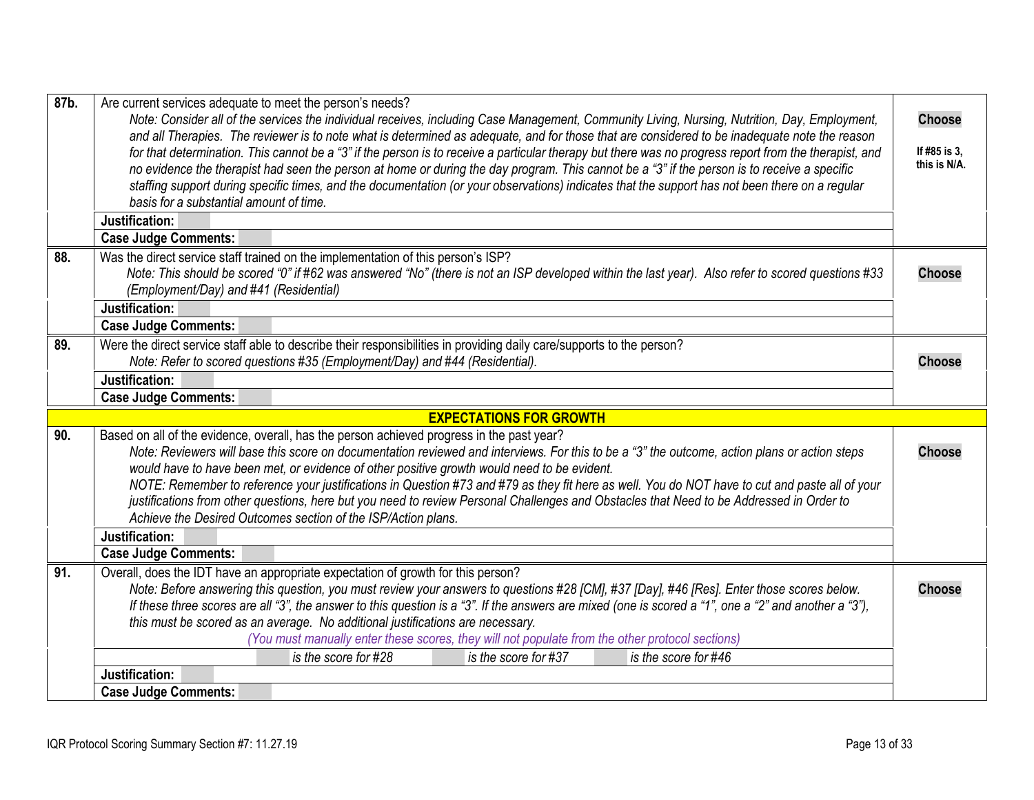| | | |
|---|---|---|
| **87b.** | Are current services adequate to meet the person's needs?<br>*Note: Consider all of the services the individual receives, including Case Management, Community Living, Nursing, Nutrition, Day, Employment, and all Therapies. The reviewer is to note what is determined as adequate, and for those that are considered to be inadequate note the reason for that determination. This cannot be a "3" if the person is to receive a particular therapy but there was no progress report from the therapist, and no evidence the therapist had seen the person at home or during the day program. This cannot be a "3" if the person is to receive a specific staffing support during specific times, and the documentation (or your observations) indicates that the support has not been there on a regular basis for a substantial amount of time.* | **Choose**<br><br>**If #85 is 3, this is N/A.** |
| | **Justification:** | |
| | **Case Judge Comments:** | |
| **88.** | Was the direct service staff trained on the implementation of this person's ISP?<br>*Note: This should be scored "0" if #62 was answered "No" (there is not an ISP developed within the last year). Also refer to scored questions #33 (Employment/Day) and #41 (Residential)* | **Choose** |
| | **Justification:** | |
| | **Case Judge Comments:** | |
| **89.** | Were the direct service staff able to describe their responsibilities in providing daily care/supports to the person?<br>*Note: Refer to scored questions #35 (Employment/Day) and #44 (Residential).* | **Choose** |
| | **Justification:** | |
| | **Case Judge Comments:** | |
| | **EXPECTATIONS FOR GROWTH** | |
| **90.** | Based on all of the evidence, overall, has the person achieved progress in the past year?<br>*Note: Reviewers will base this score on documentation reviewed and interviews. For this to be a "3" the outcome, action plans or action steps would have to have been met, or evidence of other positive growth would need to be evident.*<br>*NOTE: Remember to reference your justifications in Question #73 and #79 as they fit here as well. You do NOT have to cut and paste all of your justifications from other questions, here but you need to review Personal Challenges and Obstacles that Need to be Addressed in Order to Achieve the Desired Outcomes section of the ISP/Action plans.* | **Choose** |
| | **Justification:** | |
| | **Case Judge Comments:** | |
| **91.** | Overall, does the IDT have an appropriate expectation of growth for this person?<br>*Note: Before answering this question, you must review your answers to questions #28 [CM], #37 [Day], #46 [Res]. Enter those scores below. If these three scores are all "3", the answer to this question is a "3". If the answers are mixed (one is scored a "1", one a "2" and another a "3"), this must be scored as an average. No additional justifications are necessary.*<br>*(You must manually enter these scores, they will not populate from the other protocol sections)* | **Choose** |
| | ___ *is the score for #28* ___ *is the score for #37* ___ *is the score for #46* | |
| | **Justification:** | |
| | **Case Judge Comments:** | |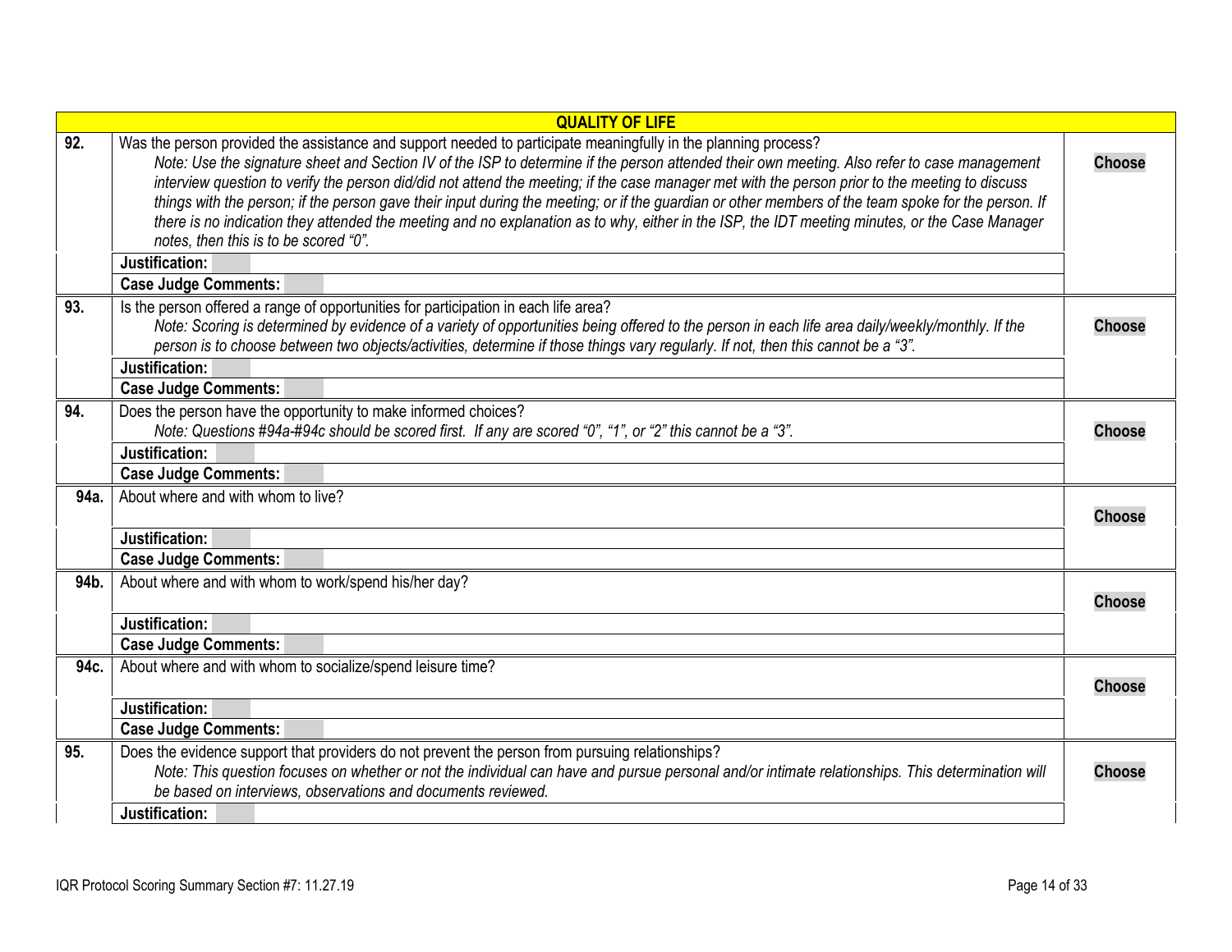| QUALITY OF LIFE | | |
|---|---|---|
| **92.** | Was the person provided the assistance and support needed to participate meaningfully in the planning process? *Note: Use the signature sheet and Section IV of the ISP to determine if the person attended their own meeting. Also refer to case management interview question to verify the person did/did not attend the meeting; if the case manager met with the person prior to the meeting to discuss things with the person; if the person gave their input during the meeting; or if the guardian or other members of the team spoke for the person. If there is no indication they attended the meeting and no explanation as to why, either in the ISP, the IDT meeting minutes, or the Case Manager notes, then this is to be scored "0".* | **Choose** |
| | **Justification:** | |
| | **Case Judge Comments:** | |
| **93.** | Is the person offered a range of opportunities for participation in each life area? *Note: Scoring is determined by evidence of a variety of opportunities being offered to the person in each life area daily/weekly/monthly. If the person is to choose between two objects/activities, determine if those things vary regularly. If not, then this cannot be a "3".* | **Choose** |
| | **Justification:** | |
| | **Case Judge Comments:** | |
| **94.** | Does the person have the opportunity to make informed choices? *Note: Questions #94a-#94c should be scored first. If any are scored "0", "1", or "2" this cannot be a "3".* | **Choose** |
| | **Justification:** | |
| | **Case Judge Comments:** | |
| **94a.** | About where and with whom to live? | **Choose** |
| | **Justification:** | |
| | **Case Judge Comments:** | |
| **94b.** | About where and with whom to work/spend his/her day? | **Choose** |
| | **Justification:** | |
| | **Case Judge Comments:** | |
| **94c.** | About where and with whom to socialize/spend leisure time? | **Choose** |
| | **Justification:** | |
| | **Case Judge Comments:** | |
| **95.** | Does the evidence support that providers do not prevent the person from pursuing relationships? *Note: This question focuses on whether or not the individual can have and pursue personal and/or intimate relationships. This determination will be based on interviews, observations and documents reviewed.* | **Choose** |
| | **Justification:** | |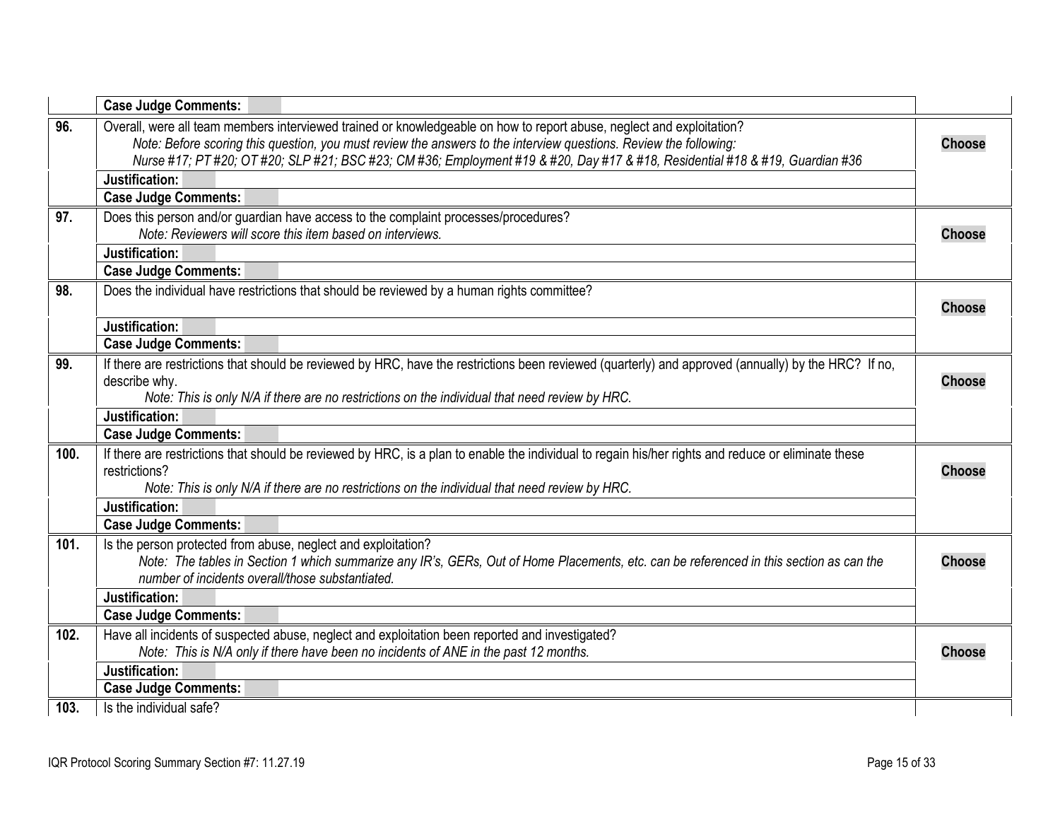| | | |
|---|---|---|
| | **Case Judge Comments:** | |
| **96.** | Overall, were all team members interviewed trained or knowledgeable on how to report abuse, neglect and exploitation?<br>*Note: Before scoring this question, you must review the answers to the interview questions. Review the following:*<br>*Nurse #17; PT #20; OT #20; SLP #21; BSC #23; CM #36; Employment #19 & #20, Day #17 & #18, Residential #18 & #19, Guardian #36* | **Choose** |
| | **Justification:** | |
| | **Case Judge Comments:** | |
| **97.** | Does this person and/or guardian have access to the complaint processes/procedures?<br>*Note: Reviewers will score this item based on interviews.* | **Choose** |
| | **Justification:** | |
| | **Case Judge Comments:** | |
| **98.** | Does the individual have restrictions that should be reviewed by a human rights committee? | **Choose** |
| | **Justification:** | |
| | **Case Judge Comments:** | |
| **99.** | If there are restrictions that should be reviewed by HRC, have the restrictions been reviewed (quarterly) and approved (annually) by the HRC? If no, describe why.<br>*Note: This is only N/A if there are no restrictions on the individual that need review by HRC.* | **Choose** |
| | **Justification:** | |
| | **Case Judge Comments:** | |
| **100.** | If there are restrictions that should be reviewed by HRC, is a plan to enable the individual to regain his/her rights and reduce or eliminate these restrictions?<br>*Note: This is only N/A if there are no restrictions on the individual that need review by HRC.* | **Choose** |
| | **Justification:** | |
| | **Case Judge Comments:** | |
| **101.** | Is the person protected from abuse, neglect and exploitation?<br>*Note: The tables in Section 1 which summarize any IR's, GERs, Out of Home Placements, etc. can be referenced in this section as can the number of incidents overall/those substantiated.* | **Choose** |
| | **Justification:** | |
| | **Case Judge Comments:** | |
| **102.** | Have all incidents of suspected abuse, neglect and exploitation been reported and investigated?<br>*Note: This is N/A only if there have been no incidents of ANE in the past 12 months.* | **Choose** |
| | **Justification:** | |
| | **Case Judge Comments:** | |
| **103.** | Is the individual safe? | |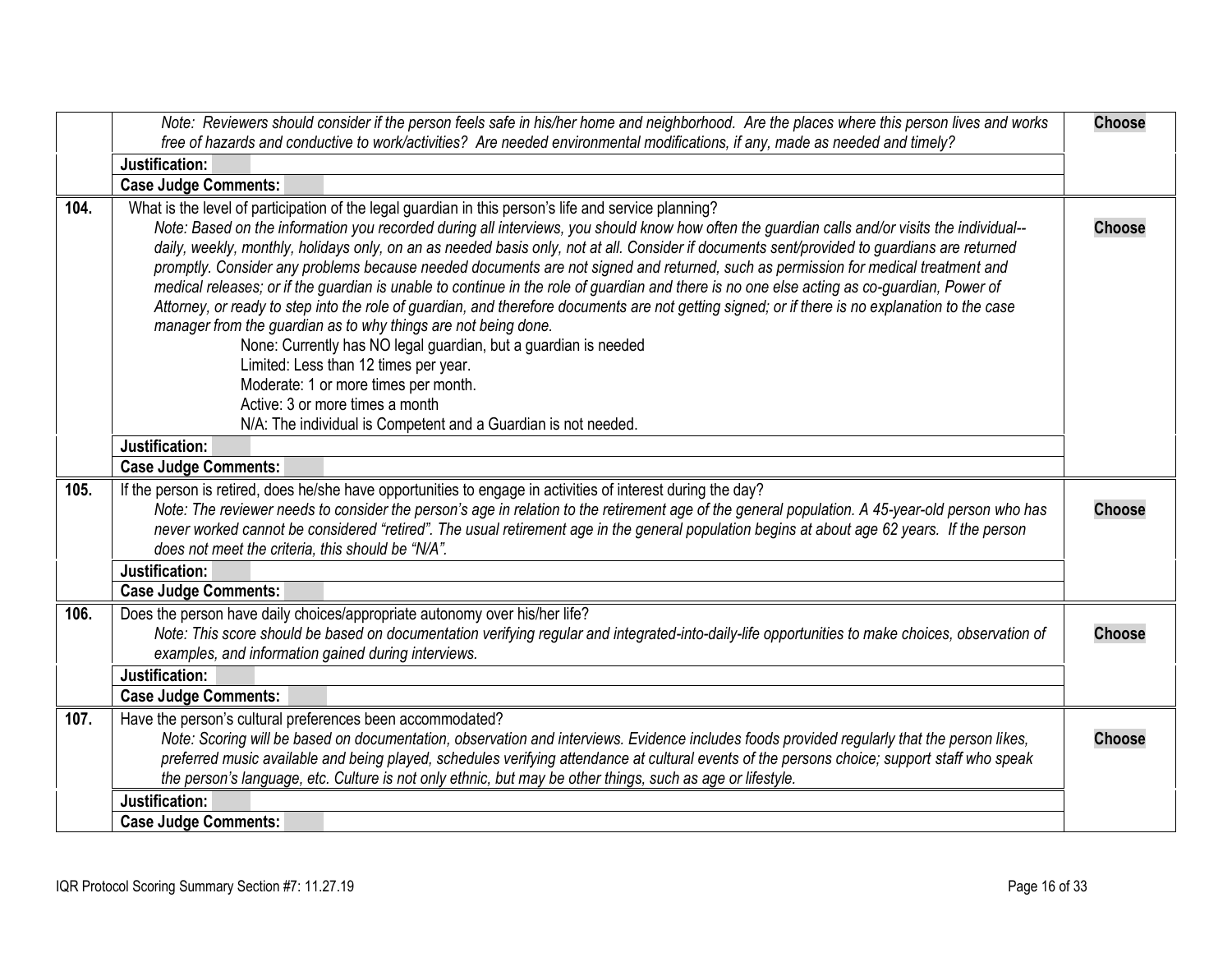| | | |
|---|---|---|
| | *Note: Reviewers should consider if the person feels safe in his/her home and neighborhood. Are the places where this person lives and works free of hazards and conductive to work/activities? Are needed environmental modifications, if any, made as needed and timely?* | **Choose** |
| | **Justification:** | |
| | **Case Judge Comments:** | |
| **104.** | What is the level of participation of the legal guardian in this person's life and service planning?<br>*Note: Based on the information you recorded during all interviews, you should know how often the guardian calls and/or visits the individual--daily, weekly, monthly, holidays only, on an as needed basis only, not at all. Consider if documents sent/provided to guardians are returned promptly. Consider any problems because needed documents are not signed and returned, such as permission for medical treatment and medical releases; or if the guardian is unable to continue in the role of guardian and there is no one else acting as co-guardian, Power of Attorney, or ready to step into the role of guardian, and therefore documents are not getting signed; or if there is no explanation to the case manager from the guardian as to why things are not being done.*<br>None: Currently has NO legal guardian, but a guardian is needed<br>Limited: Less than 12 times per year.<br>Moderate: 1 or more times per month.<br>Active: 3 or more times a month<br>N/A: The individual is Competent and a Guardian is not needed. | **Choose** |
| | **Justification:** | |
| | **Case Judge Comments:** | |
| **105.** | If the person is retired, does he/she have opportunities to engage in activities of interest during the day?<br>*Note: The reviewer needs to consider the person's age in relation to the retirement age of the general population. A 45-year-old person who has never worked cannot be considered "retired". The usual retirement age in the general population begins at about age 62 years. If the person does not meet the criteria, this should be "N/A".* | **Choose** |
| | **Justification:** | |
| | **Case Judge Comments:** | |
| **106.** | Does the person have daily choices/appropriate autonomy over his/her life?<br>*Note: This score should be based on documentation verifying regular and integrated-into-daily-life opportunities to make choices, observation of examples, and information gained during interviews.* | **Choose** |
| | **Justification:** | |
| | **Case Judge Comments:** | |
| **107.** | Have the person's cultural preferences been accommodated?<br>*Note: Scoring will be based on documentation, observation and interviews. Evidence includes foods provided regularly that the person likes, preferred music available and being played, schedules verifying attendance at cultural events of the persons choice; support staff who speak the person's language, etc. Culture is not only ethnic, but may be other things, such as age or lifestyle.* | **Choose** |
| | **Justification:** | |
| | **Case Judge Comments:** | |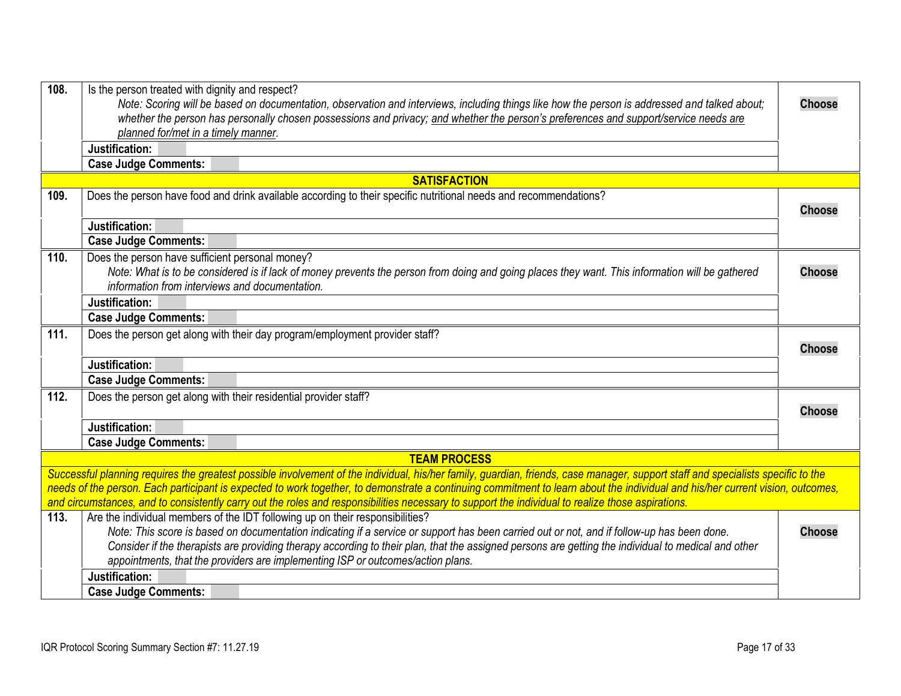| # | Item | Score |
|---|---|---|
| 108. | Is the person treated with dignity and respect?<br>*Note: Scoring will be based on documentation, observation and interviews, including things like how the person is addressed and talked about; whether the person has personally chosen possessions and privacy; and whether the person's preferences and support/service needs are planned for/met in a timely manner.* | **Choose** |
| | **Justification:** | |
| | **Case Judge Comments:** | |
| **SATISFACTION** | | |
| 109. | Does the person have food and drink available according to their specific nutritional needs and recommendations? | **Choose** |
| | **Justification:** | |
| | **Case Judge Comments:** | |
| 110. | Does the person have sufficient personal money?<br>*Note: What is to be considered is if lack of money prevents the person from doing and going places they want. This information will be gathered information from interviews and documentation.* | **Choose** |
| | **Justification:** | |
| | **Case Judge Comments:** | |
| 111. | Does the person get along with their day program/employment provider staff? | **Choose** |
| | **Justification:** | |
| | **Case Judge Comments:** | |
| 112. | Does the person get along with their residential provider staff? | **Choose** |
| | **Justification:** | |
| | **Case Judge Comments:** | |
| **TEAM PROCESS** | | |
| *Successful planning requires the greatest possible involvement of the individual, his/her family, guardian, friends, case manager, support staff and specialists specific to the needs of the person. Each participant is expected to work together, to demonstrate a continuing commitment to learn about the individual and his/her current vision, outcomes, and circumstances, and to consistently carry out the roles and responsibilities necessary to support the individual to realize those aspirations.* | | |
| 113. | Are the individual members of the IDT following up on their responsibilities?<br>*Note: This score is based on documentation indicating if a service or support has been carried out or not, and if follow-up has been done. Consider if the therapists are providing therapy according to their plan, that the assigned persons are getting the individual to medical and other appointments, that the providers are implementing ISP or outcomes/action plans.* | **Choose** |
| | **Justification:** | |
| | **Case Judge Comments:** | |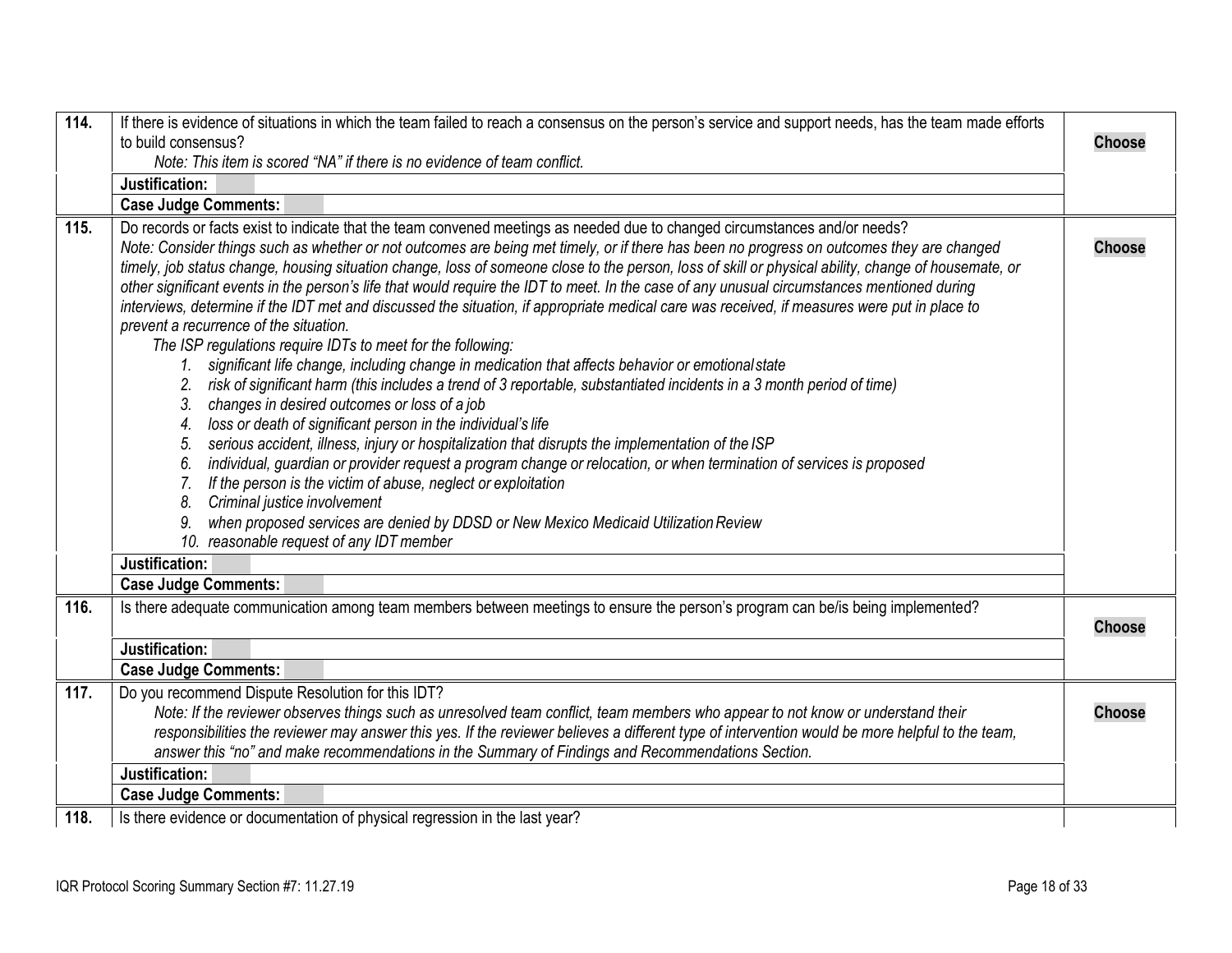| | | |
|---|---|---|
| **114.** | If there is evidence of situations in which the team failed to reach a consensus on the person's service and support needs, has the team made efforts to build consensus?<br>*Note: This item is scored "NA" if there is no evidence of team conflict.* | **Choose** |
| | **Justification:** | |
| | **Case Judge Comments:** | |
| **115.** | Do records or facts exist to indicate that the team convened meetings as needed due to changed circumstances and/or needs?<br>*Note: Consider things such as whether or not outcomes are being met timely, or if there has been no progress on outcomes they are changed timely, job status change, housing situation change, loss of someone close to the person, loss of skill or physical ability, change of housemate, or other significant events in the person's life that would require the IDT to meet. In the case of any unusual circumstances mentioned during interviews, determine if the IDT met and discussed the situation, if appropriate medical care was received, if measures were put in place to prevent a recurrence of the situation.*<br>*The ISP regulations require IDTs to meet for the following:*<br>*1. significant life change, including change in medication that affects behavior or emotional state*<br>*2. risk of significant harm (this includes a trend of 3 reportable, substantiated incidents in a 3 month period of time)*<br>*3. changes in desired outcomes or loss of a job*<br>*4. loss or death of significant person in the individual's life*<br>*5. serious accident, illness, injury or hospitalization that disrupts the implementation of the ISP*<br>*6. individual, guardian or provider request a program change or relocation, or when termination of services is proposed*<br>*7. If the person is the victim of abuse, neglect or exploitation*<br>*8. Criminal justice involvement*<br>*9. when proposed services are denied by DDSD or New Mexico Medicaid Utilization Review*<br>*10. reasonable request of any IDT member* | **Choose** |
| | **Justification:** | |
| | **Case Judge Comments:** | |
| **116.** | Is there adequate communication among team members between meetings to ensure the person's program can be/is being implemented? | **Choose** |
| | **Justification:** | |
| | **Case Judge Comments:** | |
| **117.** | Do you recommend Dispute Resolution for this IDT?<br>*Note: If the reviewer observes things such as unresolved team conflict, team members who appear to not know or understand their responsibilities the reviewer may answer this yes. If the reviewer believes a different type of intervention would be more helpful to the team, answer this "no" and make recommendations in the Summary of Findings and Recommendations Section.* | **Choose** |
| | **Justification:** | |
| | **Case Judge Comments:** | |
| **118.** | Is there evidence or documentation of physical regression in the last year? | |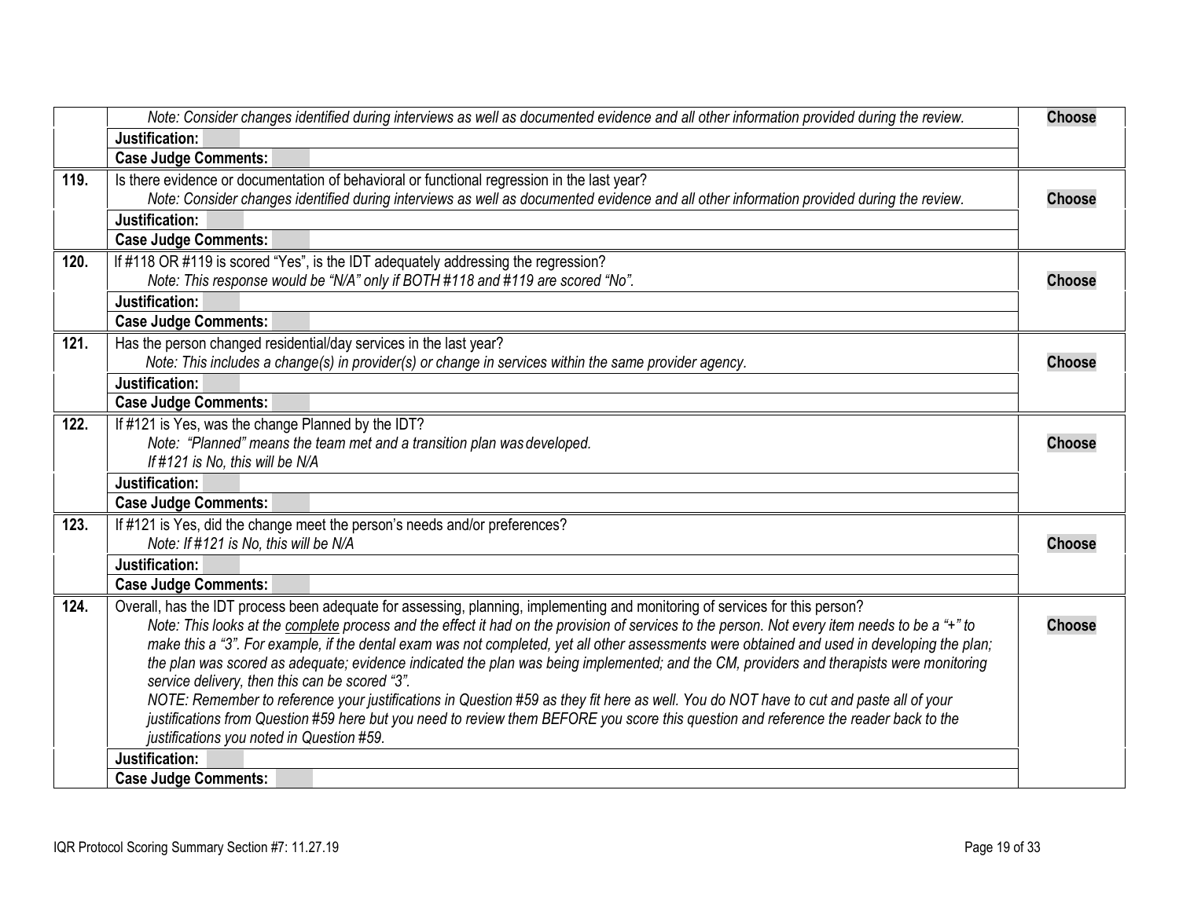| | | |
|---|---|---|
| | *Note: Consider changes identified during interviews as well as documented evidence and all other information provided during the review.* | **Choose** |
| | **Justification:** | |
| | **Case Judge Comments:** | |
| **119.** | Is there evidence or documentation of behavioral or functional regression in the last year? *Note: Consider changes identified during interviews as well as documented evidence and all other information provided during the review.* | **Choose** |
| | **Justification:** | |
| | **Case Judge Comments:** | |
| **120.** | If #118 OR #119 is scored "Yes", is the IDT adequately addressing the regression? *Note: This response would be "N/A" only if BOTH #118 and #119 are scored "No".* | **Choose** |
| | **Justification:** | |
| | **Case Judge Comments:** | |
| **121.** | Has the person changed residential/day services in the last year? *Note: This includes a change(s) in provider(s) or change in services within the same provider agency.* | **Choose** |
| | **Justification:** | |
| | **Case Judge Comments:** | |
| **122.** | If #121 is Yes, was the change Planned by the IDT? *Note: "Planned" means the team met and a transition plan was developed. If #121 is No, this will be N/A* | **Choose** |
| | **Justification:** | |
| | **Case Judge Comments:** | |
| **123.** | If #121 is Yes, did the change meet the person's needs and/or preferences? *Note: If #121 is No, this will be N/A* | **Choose** |
| | **Justification:** | |
| | **Case Judge Comments:** | |
| **124.** | Overall, has the IDT process been adequate for assessing, planning, implementing and monitoring of services for this person? *Note: This looks at the complete process and the effect it had on the provision of services to the person. Not every item needs to be a "+" to make this a "3". For example, if the dental exam was not completed, yet all other assessments were obtained and used in developing the plan; the plan was scored as adequate; evidence indicated the plan was being implemented; and the CM, providers and therapists were monitoring service delivery, then this can be scored "3".* *NOTE: Remember to reference your justifications in Question #59 as they fit here as well. You do NOT have to cut and paste all of your justifications from Question #59 here but you need to review them BEFORE you score this question and reference the reader back to the justifications you noted in Question #59.* | **Choose** |
| | **Justification:** | |
| | **Case Judge Comments:** | |

IQR Protocol Scoring Summary Section #7: 11.27.19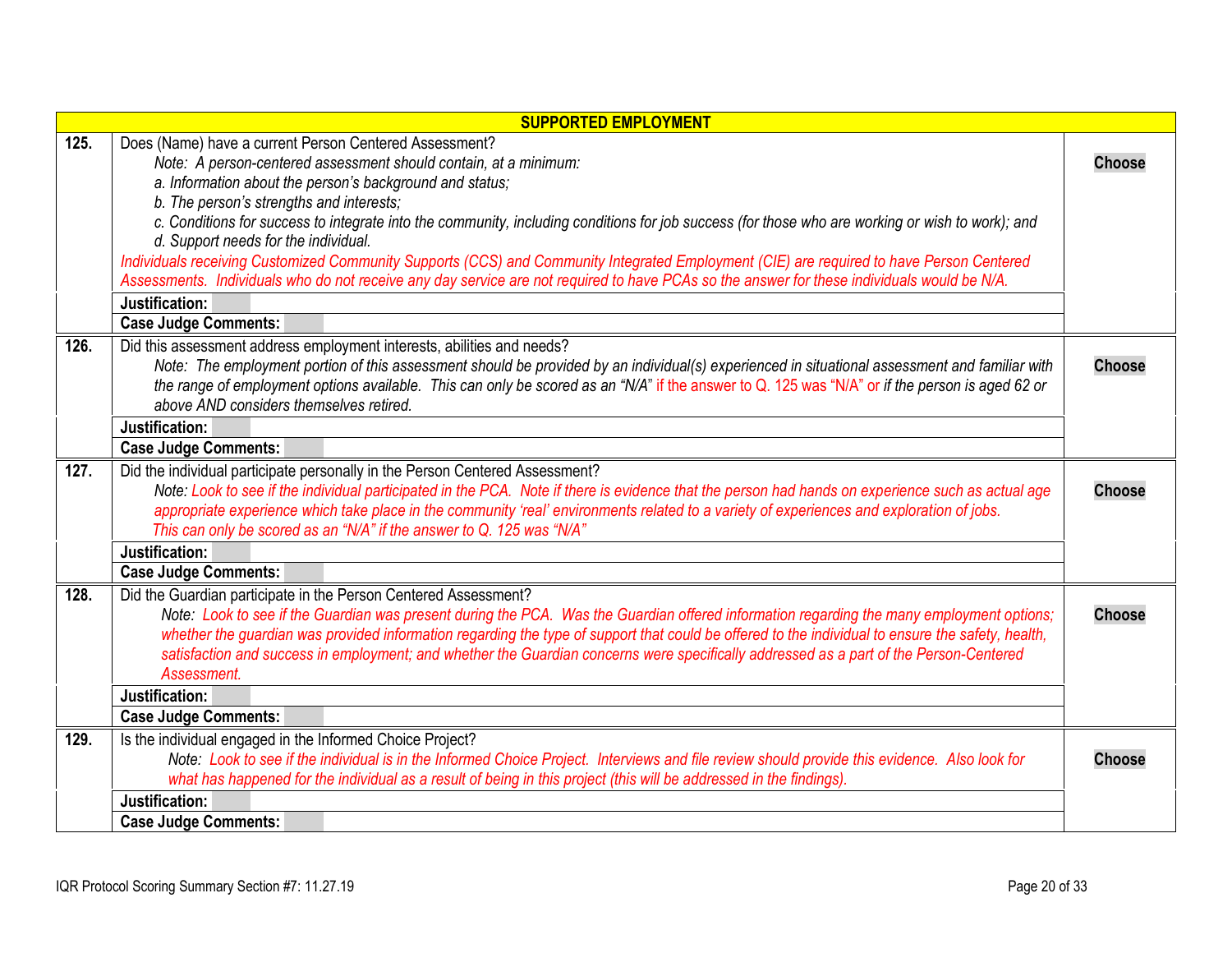| SUPPORTED EMPLOYMENT | | |
|---|---|---|
| **125.** | Does (Name) have a current Person Centered Assessment?<br>*Note: A person-centered assessment should contain, at a minimum:*<br>*a. Information about the person's background and status;*<br>*b. The person's strengths and interests;*<br>*c. Conditions for success to integrate into the community, including conditions for job success (for those who are working or wish to work); and*<br>*d. Support needs for the individual.*<br>*Individuals receiving Customized Community Supports (CCS) and Community Integrated Employment (CIE) are required to have Person Centered Assessments. Individuals who do not receive any day service are not required to have PCAs so the answer for these individuals would be N/A.*<br>**Justification:**<br>**Case Judge Comments:** | **Choose** |
| **126.** | Did this assessment address employment interests, abilities and needs?<br>*Note: The employment portion of this assessment should be provided by an individual(s) experienced in situational assessment and familiar with the range of employment options available. This can only be scored as an "N/A"* if the answer to Q. 125 was "N/A" or *if the person is aged 62 or above AND considers themselves retired.*<br>**Justification:**<br>**Case Judge Comments:** | **Choose** |
| **127.** | Did the individual participate personally in the Person Centered Assessment?<br>*Note: Look to see if the individual participated in the PCA. Note if there is evidence that the person had hands on experience such as actual age appropriate experience which take place in the community 'real' environments related to a variety of experiences and exploration of jobs.*<br>*This can only be scored as an "N/A" if the answer to Q. 125 was "N/A"*<br>**Justification:**<br>**Case Judge Comments:** | **Choose** |
| **128.** | Did the Guardian participate in the Person Centered Assessment?<br>*Note: Look to see if the Guardian was present during the PCA. Was the Guardian offered information regarding the many employment options; whether the guardian was provided information regarding the type of support that could be offered to the individual to ensure the safety, health, satisfaction and success in employment; and whether the Guardian concerns were specifically addressed as a part of the Person-Centered Assessment.*<br>**Justification:**<br>**Case Judge Comments:** | **Choose** |
| **129.** | Is the individual engaged in the Informed Choice Project?<br>*Note: Look to see if the individual is in the Informed Choice Project. Interviews and file review should provide this evidence. Also look for what has happened for the individual as a result of being in this project (this will be addressed in the findings).*<br>**Justification:**<br>**Case Judge Comments:** | **Choose** |

IQR Protocol Scoring Summary Section #7: 11.27.19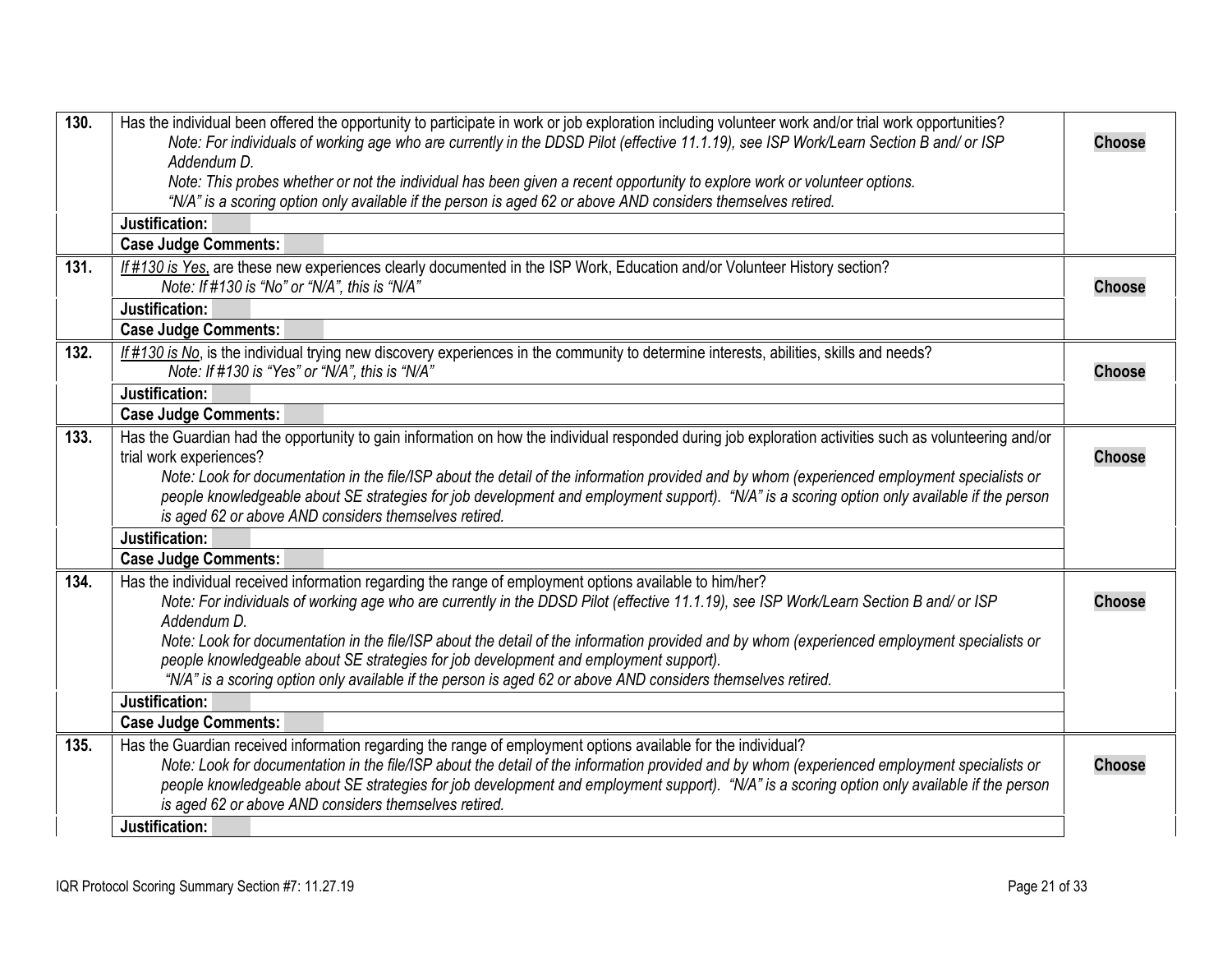| | | |
|---|---|---|
| **130.** | Has the individual been offered the opportunity to participate in work or job exploration including volunteer work and/or trial work opportunities?<br>*Note: For individuals of working age who are currently in the DDSD Pilot (effective 11.1.19), see ISP Work/Learn Section B and/ or ISP Addendum D.*<br>*Note: This probes whether or not the individual has been given a recent opportunity to explore work or volunteer options.*<br>*"N/A" is a scoring option only available if the person is aged 62 or above AND considers themselves retired.* | **Choose** |
| | **Justification:** | |
| | **Case Judge Comments:** | |
| **131.** | *If #130 is Yes*, are these new experiences clearly documented in the ISP Work, Education and/or Volunteer History section?<br>*Note: If #130 is "No" or "N/A", this is "N/A"* | **Choose** |
| | **Justification:** | |
| | **Case Judge Comments:** | |
| **132.** | *If #130 is No*, is the individual trying new discovery experiences in the community to determine interests, abilities, skills and needs?<br>*Note: If #130 is "Yes" or "N/A", this is "N/A"* | **Choose** |
| | **Justification:** | |
| | **Case Judge Comments:** | |
| **133.** | Has the Guardian had the opportunity to gain information on how the individual responded during job exploration activities such as volunteering and/or trial work experiences?<br>*Note: Look for documentation in the file/ISP about the detail of the information provided and by whom (experienced employment specialists or people knowledgeable about SE strategies for job development and employment support). "N/A" is a scoring option only available if the person is aged 62 or above AND considers themselves retired.* | **Choose** |
| | **Justification:** | |
| | **Case Judge Comments:** | |
| **134.** | Has the individual received information regarding the range of employment options available to him/her?<br>*Note: For individuals of working age who are currently in the DDSD Pilot (effective 11.1.19), see ISP Work/Learn Section B and/ or ISP Addendum D.*<br>*Note: Look for documentation in the file/ISP about the detail of the information provided and by whom (experienced employment specialists or people knowledgeable about SE strategies for job development and employment support).*<br>*"N/A" is a scoring option only available if the person is aged 62 or above AND considers themselves retired.* | **Choose** |
| | **Justification:** | |
| | **Case Judge Comments:** | |
| **135.** | Has the Guardian received information regarding the range of employment options available for the individual?<br>*Note: Look for documentation in the file/ISP about the detail of the information provided and by whom (experienced employment specialists or people knowledgeable about SE strategies for job development and employment support). "N/A" is a scoring option only available if the person is aged 62 or above AND considers themselves retired.* | **Choose** |
| | **Justification:** | |

IQR Protocol Scoring Summary Section #7: 11.27.19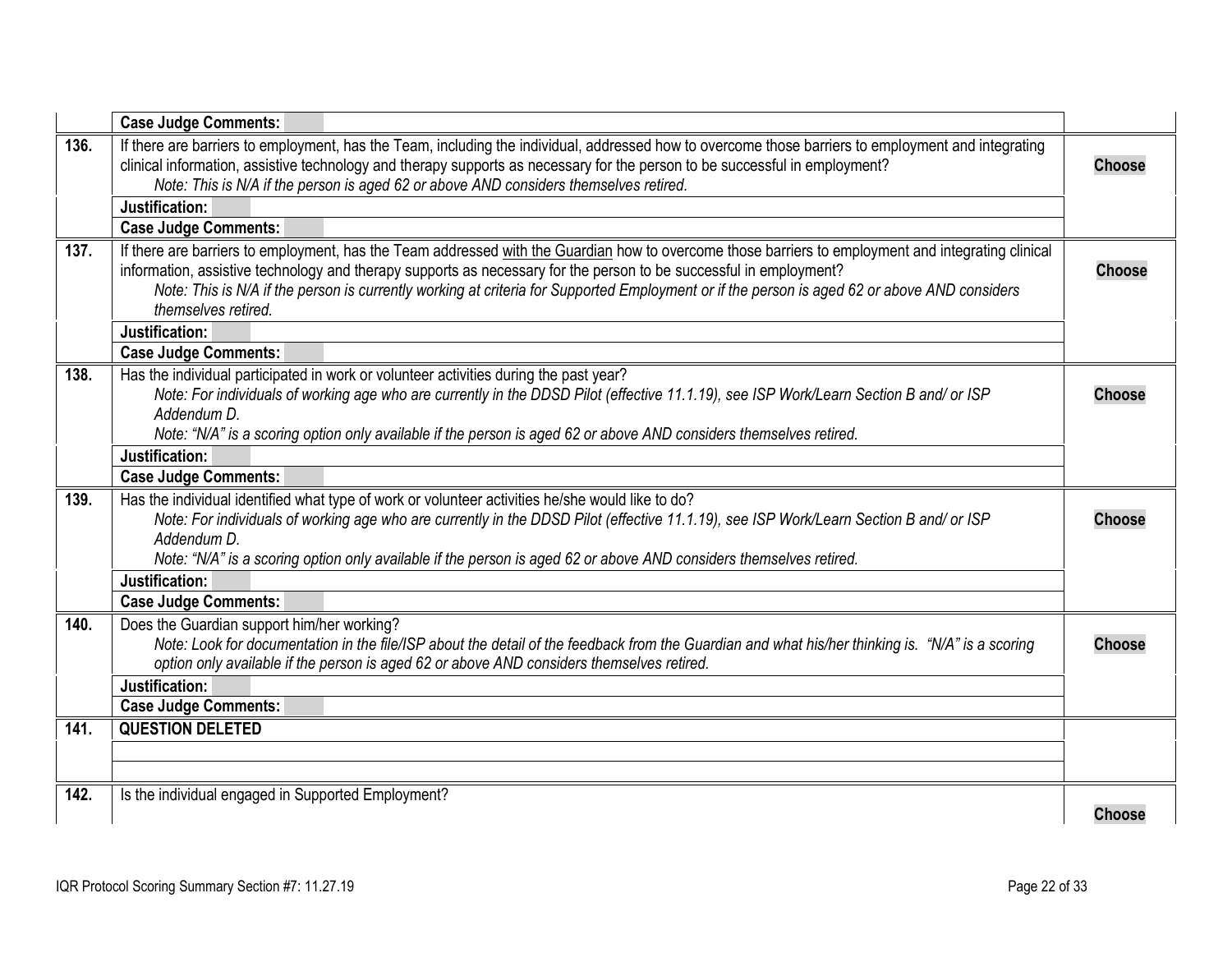| | | |
|---|---|---|
| | **Case Judge Comments:** | |
| **136.** | If there are barriers to employment, has the Team, including the individual, addressed how to overcome those barriers to employment and integrating clinical information, assistive technology and therapy supports as necessary for the person to be successful in employment?<br>*Note: This is N/A if the person is aged 62 or above AND considers themselves retired.* | **Choose** |
| | **Justification:** | |
| | **Case Judge Comments:** | |
| **137.** | If there are barriers to employment, has the Team addressed <u>with the Guardian</u> how to overcome those barriers to employment and integrating clinical information, assistive technology and therapy supports as necessary for the person to be successful in employment?<br>*Note: This is N/A if the person is currently working at criteria for Supported Employment or if the person is aged 62 or above AND considers themselves retired.* | **Choose** |
| | **Justification:** | |
| | **Case Judge Comments:** | |
| **138.** | Has the individual participated in work or volunteer activities during the past year?<br>*Note: For individuals of working age who are currently in the DDSD Pilot (effective 11.1.19), see ISP Work/Learn Section B and/ or ISP Addendum D.*<br>*Note: "N/A" is a scoring option only available if the person is aged 62 or above AND considers themselves retired.* | **Choose** |
| | **Justification:** | |
| | **Case Judge Comments:** | |
| **139.** | Has the individual identified what type of work or volunteer activities he/she would like to do?<br>*Note: For individuals of working age who are currently in the DDSD Pilot (effective 11.1.19), see ISP Work/Learn Section B and/ or ISP Addendum D.*<br>*Note: "N/A" is a scoring option only available if the person is aged 62 or above AND considers themselves retired.* | **Choose** |
| | **Justification:** | |
| | **Case Judge Comments:** | |
| **140.** | Does the Guardian support him/her working?<br>*Note: Look for documentation in the file/ISP about the detail of the feedback from the Guardian and what his/her thinking is. "N/A" is a scoring option only available if the person is aged 62 or above AND considers themselves retired.* | **Choose** |
| | **Justification:** | |
| | **Case Judge Comments:** | |
| **141.** | **QUESTION DELETED** | |
| | | |
| | | |
| **142.** | Is the individual engaged in Supported Employment? | **Choose** |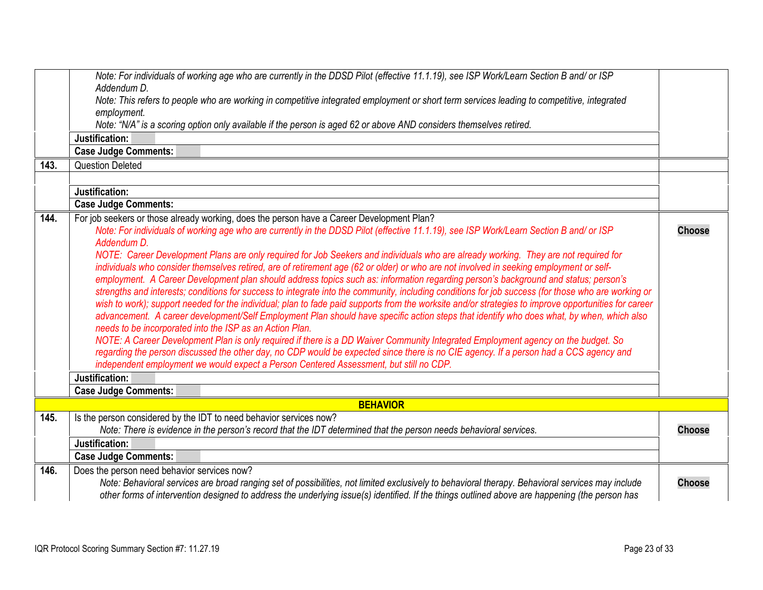| | | |
|---|---|---|
| | *Note: For individuals of working age who are currently in the DDSD Pilot (effective 11.1.19), see ISP Work/Learn Section B and/ or ISP Addendum D.*<br>*Note: This refers to people who are working in competitive integrated employment or short term services leading to competitive, integrated employment.*<br>*Note: "N/A" is a scoring option only available if the person is aged 62 or above AND considers themselves retired.* | |
| | **Justification:** | |
| | **Case Judge Comments:** | |
| **143.** | Question Deleted | |
| | | |
| | **Justification:** | |
| | **Case Judge Comments:** | |
| **144.** | For job seekers or those already working, does the person have a Career Development Plan?<br>*Note: For individuals of working age who are currently in the DDSD Pilot (effective 11.1.19), see ISP Work/Learn Section B and/ or ISP Addendum D.*<br>*NOTE: Career Development Plans are only required for Job Seekers and individuals who are already working. They are not required for individuals who consider themselves retired, are of retirement age (62 or older) or who are not involved in seeking employment or self-employment. A Career Development plan should address topics such as: information regarding person's background and status; person's strengths and interests; conditions for success to integrate into the community, including conditions for job success (for those who are working or wish to work); support needed for the individual; plan to fade paid supports from the worksite and/or strategies to improve opportunities for career advancement. A career development/Self Employment Plan should have specific action steps that identify who does what, by when, which also needs to be incorporated into the ISP as an Action Plan.*<br>*NOTE: A Career Development Plan is only required if there is a DD Waiver Community Integrated Employment agency on the budget. So regarding the person discussed the other day, no CDP would be expected since there is no CIE agency. If a person had a CCS agency and independent employment we would expect a Person Centered Assessment, but still no CDP.* | **Choose** |
| | **Justification:** | |
| | **Case Judge Comments:** | |
| | **BEHAVIOR** | |
| **145.** | Is the person considered by the IDT to need behavior services now?<br>*Note: There is evidence in the person's record that the IDT determined that the person needs behavioral services.* | **Choose** |
| | **Justification:** | |
| | **Case Judge Comments:** | |
| **146.** | Does the person need behavior services now?<br>*Note: Behavioral services are broad ranging set of possibilities, not limited exclusively to behavioral therapy. Behavioral services may include other forms of intervention designed to address the underlying issue(s) identified. If the things outlined above are happening (the person has* | **Choose** |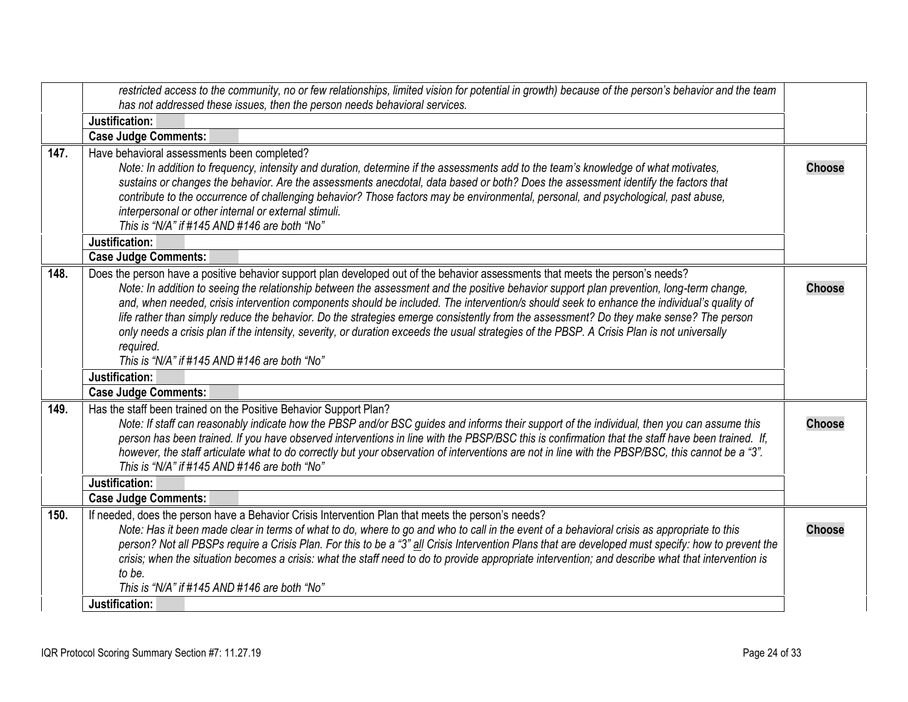| | | |
|---|---|---|
| | *restricted access to the community, no or few relationships, limited vision for potential in growth) because of the person's behavior and the team has not addressed these issues, then the person needs behavioral services.* | |
| | **Justification:** | |
| | **Case Judge Comments:** | |
| **147.** | Have behavioral assessments been completed?<br>*Note: In addition to frequency, intensity and duration, determine if the assessments add to the team's knowledge of what motivates, sustains or changes the behavior. Are the assessments anecdotal, data based or both? Does the assessment identify the factors that contribute to the occurrence of challenging behavior? Those factors may be environmental, personal, and psychological, past abuse, interpersonal or other internal or external stimuli.*<br>*This is "N/A" if #145 AND #146 are both "No"* | **Choose** |
| | **Justification:** | |
| | **Case Judge Comments:** | |
| **148.** | Does the person have a positive behavior support plan developed out of the behavior assessments that meets the person's needs?<br>*Note: In addition to seeing the relationship between the assessment and the positive behavior support plan prevention, long-term change, and, when needed, crisis intervention components should be included. The intervention/s should seek to enhance the individual's quality of life rather than simply reduce the behavior. Do the strategies emerge consistently from the assessment? Do they make sense? The person only needs a crisis plan if the intensity, severity, or duration exceeds the usual strategies of the PBSP. A Crisis Plan is not universally required.*<br>*This is "N/A" if #145 AND #146 are both "No"* | **Choose** |
| | **Justification:** | |
| | **Case Judge Comments:** | |
| **149.** | Has the staff been trained on the Positive Behavior Support Plan?<br>*Note: If staff can reasonably indicate how the PBSP and/or BSC guides and informs their support of the individual, then you can assume this person has been trained. If you have observed interventions in line with the PBSP/BSC this is confirmation that the staff have been trained. If, however, the staff articulate what to do correctly but your observation of interventions are not in line with the PBSP/BSC, this cannot be a "3".*<br>*This is "N/A" if #145 AND #146 are both "No"* | **Choose** |
| | **Justification:** | |
| | **Case Judge Comments:** | |
| **150.** | If needed, does the person have a Behavior Crisis Intervention Plan that meets the person's needs?<br>*Note: Has it been made clear in terms of what to do, where to go and who to call in the event of a behavioral crisis as appropriate to this person? Not all PBSPs require a Crisis Plan. For this to be a "3" all Crisis Intervention Plans that are developed must specify: how to prevent the crisis; when the situation becomes a crisis: what the staff need to do to provide appropriate intervention; and describe what that intervention is to be.*<br>*This is "N/A" if #145 AND #146 are both "No"* | **Choose** |
| | **Justification:** | |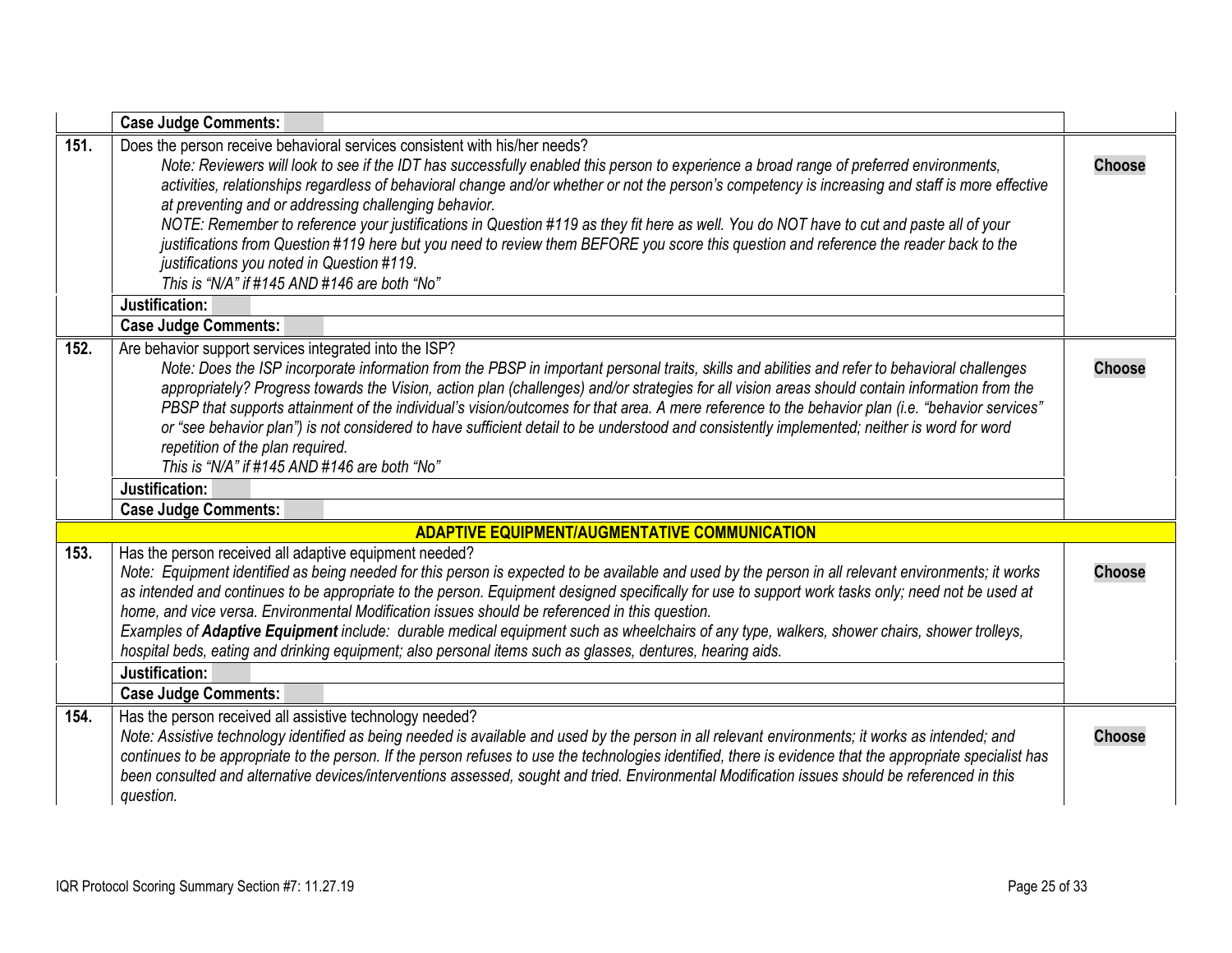| | | |
|---|---|---|
| | **Case Judge Comments:** | |
| **151.** | Does the person receive behavioral services consistent with his/her needs?<br>*Note: Reviewers will look to see if the IDT has successfully enabled this person to experience a broad range of preferred environments, activities, relationships regardless of behavioral change and/or whether or not the person's competency is increasing and staff is more effective at preventing and or addressing challenging behavior.*<br>*NOTE: Remember to reference your justifications in Question #119 as they fit here as well. You do NOT have to cut and paste all of your justifications from Question #119 here but you need to review them BEFORE you score this question and reference the reader back to the justifications you noted in Question #119.*<br>*This is "N/A" if #145 AND #146 are both "No"* | **Choose** |
| | **Justification:** | |
| | **Case Judge Comments:** | |
| **152.** | Are behavior support services integrated into the ISP?<br>*Note: Does the ISP incorporate information from the PBSP in important personal traits, skills and abilities and refer to behavioral challenges appropriately? Progress towards the Vision, action plan (challenges) and/or strategies for all vision areas should contain information from the PBSP that supports attainment of the individual's vision/outcomes for that area. A mere reference to the behavior plan (i.e. "behavior services" or "see behavior plan") is not considered to have sufficient detail to be understood and consistently implemented; neither is word for word repetition of the plan required.*<br>*This is "N/A" if #145 AND #146 are both "No"* | **Choose** |
| | **Justification:** | |
| | **Case Judge Comments:** | |
| | **ADAPTIVE EQUIPMENT/AUGMENTATIVE COMMUNICATION** | |
| **153.** | Has the person received all adaptive equipment needed?<br>*Note: Equipment identified as being needed for this person is expected to be available and used by the person in all relevant environments; it works as intended and continues to be appropriate to the person. Equipment designed specifically for use to support work tasks only; need not be used at home, and vice versa. Environmental Modification issues should be referenced in this question.*<br>*Examples of **Adaptive Equipment** include: durable medical equipment such as wheelchairs of any type, walkers, shower chairs, shower trolleys, hospital beds, eating and drinking equipment; also personal items such as glasses, dentures, hearing aids.* | **Choose** |
| | **Justification:** | |
| | **Case Judge Comments:** | |
| **154.** | Has the person received all assistive technology needed?<br>*Note: Assistive technology identified as being needed is available and used by the person in all relevant environments; it works as intended; and continues to be appropriate to the person. If the person refuses to use the technologies identified, there is evidence that the appropriate specialist has been consulted and alternative devices/interventions assessed, sought and tried. Environmental Modification issues should be referenced in this question.* | **Choose** |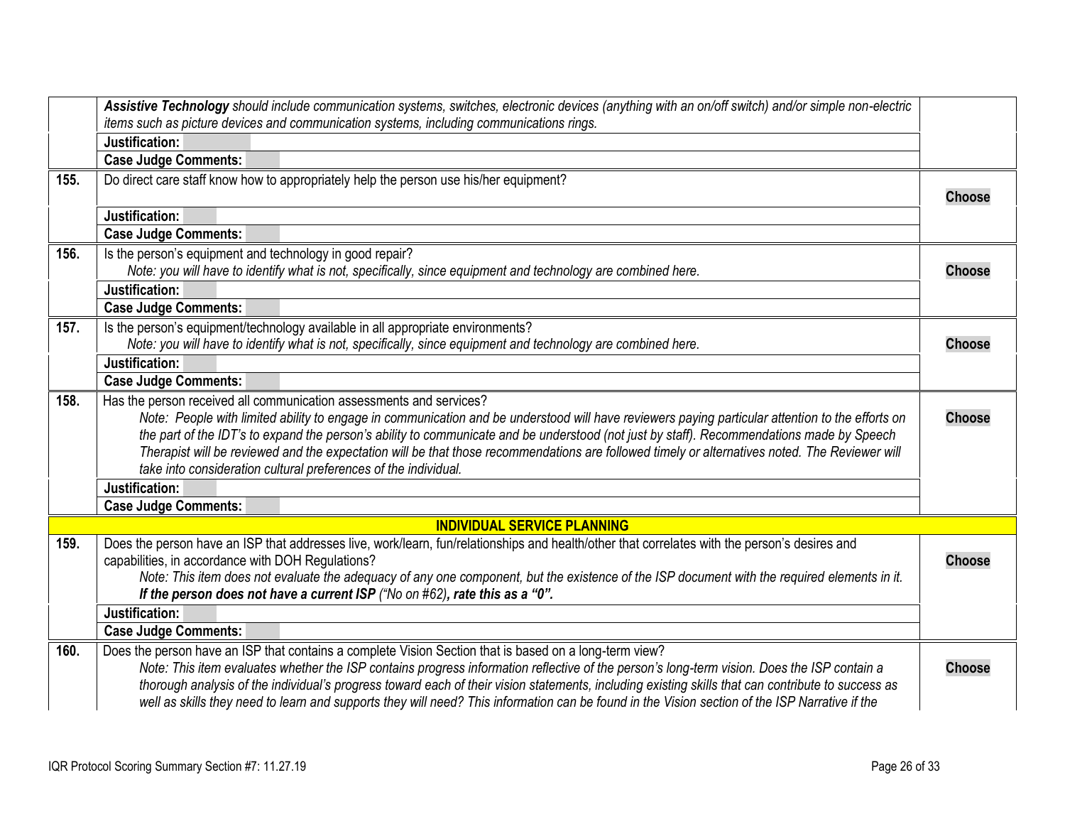| | | |
|---|---|---|
| | ***Assistive Technology*** *should include communication systems, switches, electronic devices (anything with an on/off switch) and/or simple non-electric items such as picture devices and communication systems, including communications rings.* | |
| | **Justification:** | |
| | **Case Judge Comments:** | |
| **155.** | Do direct care staff know how to appropriately help the person use his/her equipment? | **Choose** |
| | **Justification:** | |
| | **Case Judge Comments:** | |
| **156.** | Is the person's equipment and technology in good repair?<br>*Note: you will have to identify what is not, specifically, since equipment and technology are combined here.* | **Choose** |
| | **Justification:** | |
| | **Case Judge Comments:** | |
| **157.** | Is the person's equipment/technology available in all appropriate environments?<br>*Note: you will have to identify what is not, specifically, since equipment and technology are combined here.* | **Choose** |
| | **Justification:** | |
| | **Case Judge Comments:** | |
| **158.** | Has the person received all communication assessments and services?<br>*Note: People with limited ability to engage in communication and be understood will have reviewers paying particular attention to the efforts on the part of the IDT's to expand the person's ability to communicate and be understood (not just by staff). Recommendations made by Speech Therapist will be reviewed and the expectation will be that those recommendations are followed timely or alternatives noted. The Reviewer will take into consideration cultural preferences of the individual.* | **Choose** |
| | **Justification:** | |
| | **Case Judge Comments:** | |
| | **INDIVIDUAL SERVICE PLANNING** | |
| **159.** | Does the person have an ISP that addresses live, work/learn, fun/relationships and health/other that correlates with the person's desires and capabilities, in accordance with DOH Regulations?<br>*Note: This item does not evaluate the adequacy of any one component, but the existence of the ISP document with the required elements in it.* ***If the person does not have a current ISP*** *("No on #62)****, rate this as a "0".*** | **Choose** |
| | **Justification:** | |
| | **Case Judge Comments:** | |
| **160.** | Does the person have an ISP that contains a complete Vision Section that is based on a long-term view?<br>*Note: This item evaluates whether the ISP contains progress information reflective of the person's long-term vision. Does the ISP contain a thorough analysis of the individual's progress toward each of their vision statements, including existing skills that can contribute to success as well as skills they need to learn and supports they will need? This information can be found in the Vision section of the ISP Narrative if the* | **Choose** |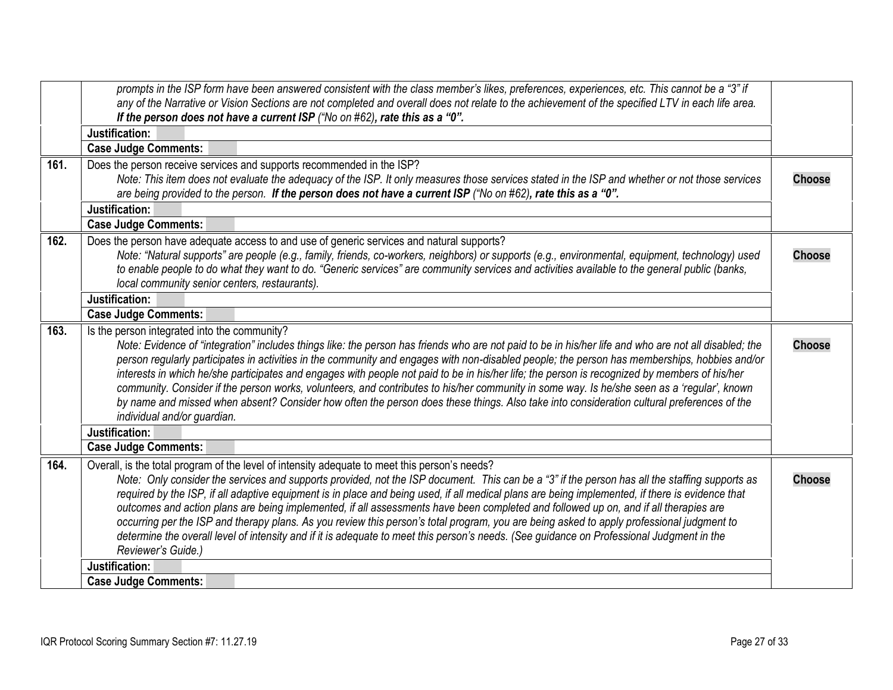| | | |
|---|---|---|
| | *prompts in the ISP form have been answered consistent with the class member's likes, preferences, experiences, etc. This cannot be a "3" if any of the Narrative or Vision Sections are not completed and overall does not relate to the achievement of the specified LTV in each life area.* ***If the person does not have a current ISP*** *("No on #62)****, rate this as a "0".*** | |
| | **Justification:** | |
| | **Case Judge Comments:** | |
| **161.** | Does the person receive services and supports recommended in the ISP?<br>*Note: This item does not evaluate the adequacy of the ISP. It only measures those services stated in the ISP and whether or not those services are being provided to the person.* ***If the person does not have a current ISP*** *("No on #62)****, rate this as a "0".*** | **Choose** |
| | **Justification:** | |
| | **Case Judge Comments:** | |
| **162.** | Does the person have adequate access to and use of generic services and natural supports?<br>*Note: "Natural supports" are people (e.g., family, friends, co-workers, neighbors) or supports (e.g., environmental, equipment, technology) used to enable people to do what they want to do. "Generic services" are community services and activities available to the general public (banks, local community senior centers, restaurants).* | **Choose** |
| | **Justification:** | |
| | **Case Judge Comments:** | |
| **163.** | Is the person integrated into the community?<br>*Note: Evidence of "integration" includes things like: the person has friends who are not paid to be in his/her life and who are not all disabled; the person regularly participates in activities in the community and engages with non-disabled people; the person has memberships, hobbies and/or interests in which he/she participates and engages with people not paid to be in his/her life; the person is recognized by members of his/her community. Consider if the person works, volunteers, and contributes to his/her community in some way. Is he/she seen as a 'regular', known by name and missed when absent? Consider how often the person does these things. Also take into consideration cultural preferences of the individual and/or guardian.* | **Choose** |
| | **Justification:** | |
| | **Case Judge Comments:** | |
| **164.** | Overall, is the total program of the level of intensity adequate to meet this person's needs?<br>*Note: Only consider the services and supports provided, not the ISP document. This can be a "3" if the person has all the staffing supports as required by the ISP, if all adaptive equipment is in place and being used, if all medical plans are being implemented, if there is evidence that outcomes and action plans are being implemented, if all assessments have been completed and followed up on, and if all therapies are occurring per the ISP and therapy plans. As you review this person's total program, you are being asked to apply professional judgment to determine the overall level of intensity and if it is adequate to meet this person's needs. (See guidance on Professional Judgment in the Reviewer's Guide.)* | **Choose** |
| | **Justification:** | |
| | **Case Judge Comments:** | |

IQR Protocol Scoring Summary Section #7: 11.27.19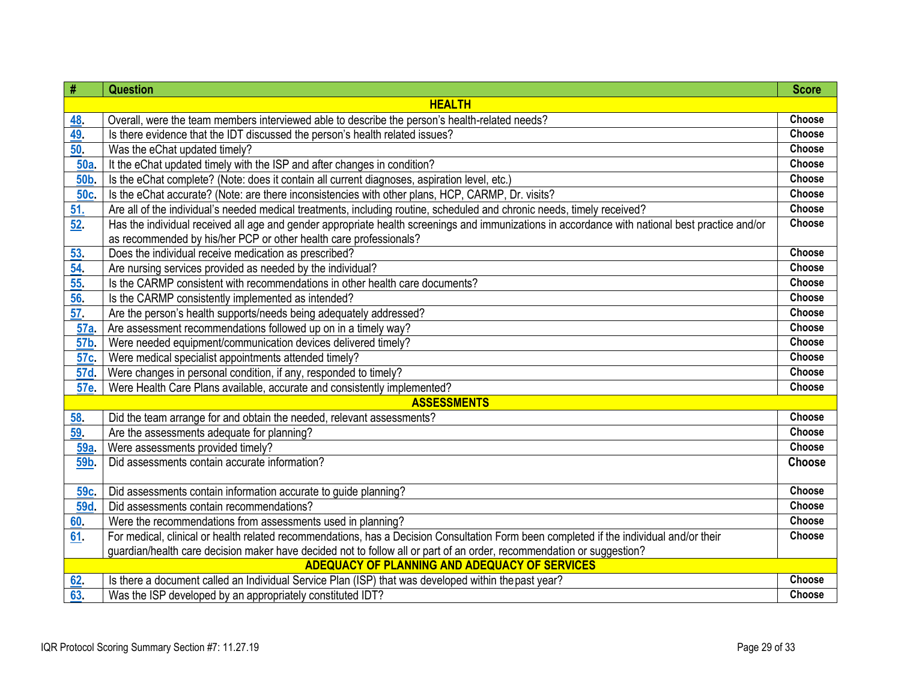| # | Question | Score |
|---|---|---|
| | **HEALTH** | |
| 48. | Overall, were the team members interviewed able to describe the person's health-related needs? | Choose |
| 49. | Is there evidence that the IDT discussed the person's health related issues? | Choose |
| 50. | Was the eChat updated timely? | Choose |
| 50a. | It the eChat updated timely with the ISP and after changes in condition? | Choose |
| 50b. | Is the eChat complete? (Note: does it contain all current diagnoses, aspiration level, etc.) | Choose |
| 50c. | Is the eChat accurate? (Note: are there inconsistencies with other plans, HCP, CARMP, Dr. visits? | Choose |
| 51. | Are all of the individual's needed medical treatments, including routine, scheduled and chronic needs, timely received? | Choose |
| 52. | Has the individual received all age and gender appropriate health screenings and immunizations in accordance with national best practice and/or as recommended by his/her PCP or other health care professionals? | Choose |
| 53. | Does the individual receive medication as prescribed? | Choose |
| 54. | Are nursing services provided as needed by the individual? | Choose |
| 55. | Is the CARMP consistent with recommendations in other health care documents? | Choose |
| 56. | Is the CARMP consistently implemented as intended? | Choose |
| 57. | Are the person's health supports/needs being adequately addressed? | Choose |
| 57a. | Are assessment recommendations followed up on in a timely way? | Choose |
| 57b. | Were needed equipment/communication devices delivered timely? | Choose |
| 57c. | Were medical specialist appointments attended timely? | Choose |
| 57d. | Were changes in personal condition, if any, responded to timely? | Choose |
| 57e. | Were Health Care Plans available, accurate and consistently implemented? | Choose |
| | **ASSESSMENTS** | |
| 58. | Did the team arrange for and obtain the needed, relevant assessments? | Choose |
| 59. | Are the assessments adequate for planning? | Choose |
| 59a. | Were assessments provided timely? | Choose |
| 59b. | Did assessments contain accurate information? | Choose |
| 59c. | Did assessments contain information accurate to guide planning? | Choose |
| 59d. | Did assessments contain recommendations? | Choose |
| 60. | Were the recommendations from assessments used in planning? | Choose |
| 61. | For medical, clinical or health related recommendations, has a Decision Consultation Form been completed if the individual and/or their guardian/health care decision maker have decided not to follow all or part of an order, recommendation or suggestion? | Choose |
| | **ADEQUACY OF PLANNING AND ADEQUACY OF SERVICES** | |
| 62. | Is there a document called an Individual Service Plan (ISP) that was developed within the past year? | Choose |
| 63. | Was the ISP developed by an appropriately constituted IDT? | Choose |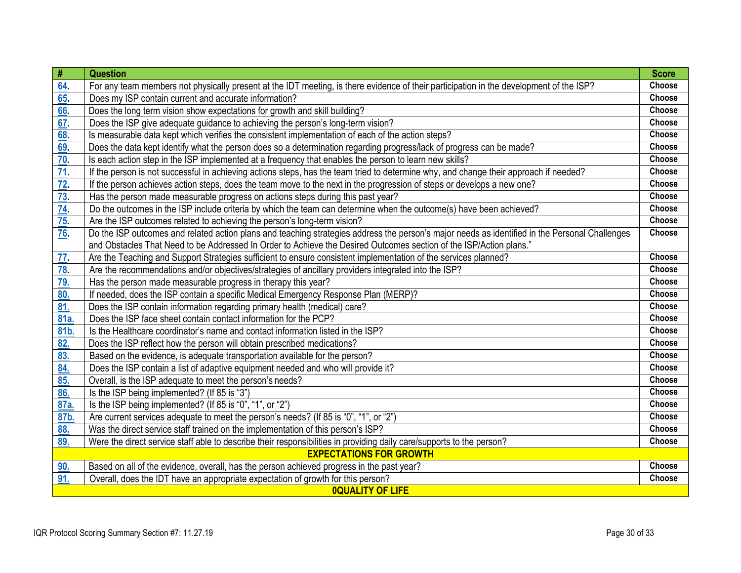| # | Question | Score |
|---|---|---|
| 64. | For any team members not physically present at the IDT meeting, is there evidence of their participation in the development of the ISP? | Choose |
| 65. | Does my ISP contain current and accurate information? | Choose |
| 66. | Does the long term vision show expectations for growth and skill building? | Choose |
| 67. | Does the ISP give adequate guidance to achieving the person's long-term vision? | Choose |
| 68. | Is measurable data kept which verifies the consistent implementation of each of the action steps? | Choose |
| 69. | Does the data kept identify what the person does so a determination regarding progress/lack of progress can be made? | Choose |
| 70. | Is each action step in the ISP implemented at a frequency that enables the person to learn new skills? | Choose |
| 71. | If the person is not successful in achieving actions steps, has the team tried to determine why, and change their approach if needed? | Choose |
| 72. | If the person achieves action steps, does the team move to the next in the progression of steps or develops a new one? | Choose |
| 73. | Has the person made measurable progress on actions steps during this past year? | Choose |
| 74. | Do the outcomes in the ISP include criteria by which the team can determine when the outcome(s) have been achieved? | Choose |
| 75. | Are the ISP outcomes related to achieving the person's long-term vision? | Choose |
| 76. | Do the ISP outcomes and related action plans and teaching strategies address the person's major needs as identified in the Personal Challenges and Obstacles That Need to be Addressed In Order to Achieve the Desired Outcomes section of the ISP/Action plans." | Choose |
| 77. | Are the Teaching and Support Strategies sufficient to ensure consistent implementation of the services planned? | Choose |
| 78. | Are the recommendations and/or objectives/strategies of ancillary providers integrated into the ISP? | Choose |
| 79. | Has the person made measurable progress in therapy this year? | Choose |
| 80. | If needed, does the ISP contain a specific Medical Emergency Response Plan (MERP)? | Choose |
| 81. | Does the ISP contain information regarding primary health (medical) care? | Choose |
| 81a. | Does the ISP face sheet contain contact information for the PCP? | Choose |
| 81b. | Is the Healthcare coordinator's name and contact information listed in the ISP? | Choose |
| 82. | Does the ISP reflect how the person will obtain prescribed medications? | Choose |
| 83. | Based on the evidence, is adequate transportation available for the person? | Choose |
| 84. | Does the ISP contain a list of adaptive equipment needed and who will provide it? | Choose |
| 85. | Overall, is the ISP adequate to meet the person's needs? | Choose |
| 86. | Is the ISP being implemented? (If 85 is "3") | Choose |
| 87a. | Is the ISP being implemented? (If 85 is "0", "1", or "2") | Choose |
| 87b. | Are current services adequate to meet the person's needs? (If 85 is "0", "1", or "2") | Choose |
| 88. | Was the direct service staff trained on the implementation of this person's ISP? | Choose |
| 89. | Were the direct service staff able to describe their responsibilities in providing daily care/supports to the person? | Choose |
| | **EXPECTATIONS FOR GROWTH** | |
| 90. | Based on all of the evidence, overall, has the person achieved progress in the past year? | Choose |
| 91. | Overall, does the IDT have an appropriate expectation of growth for this person? | Choose |
| | **0QUALITY OF LIFE** | |

IQR Protocol Scoring Summary Section #7: 11.27.19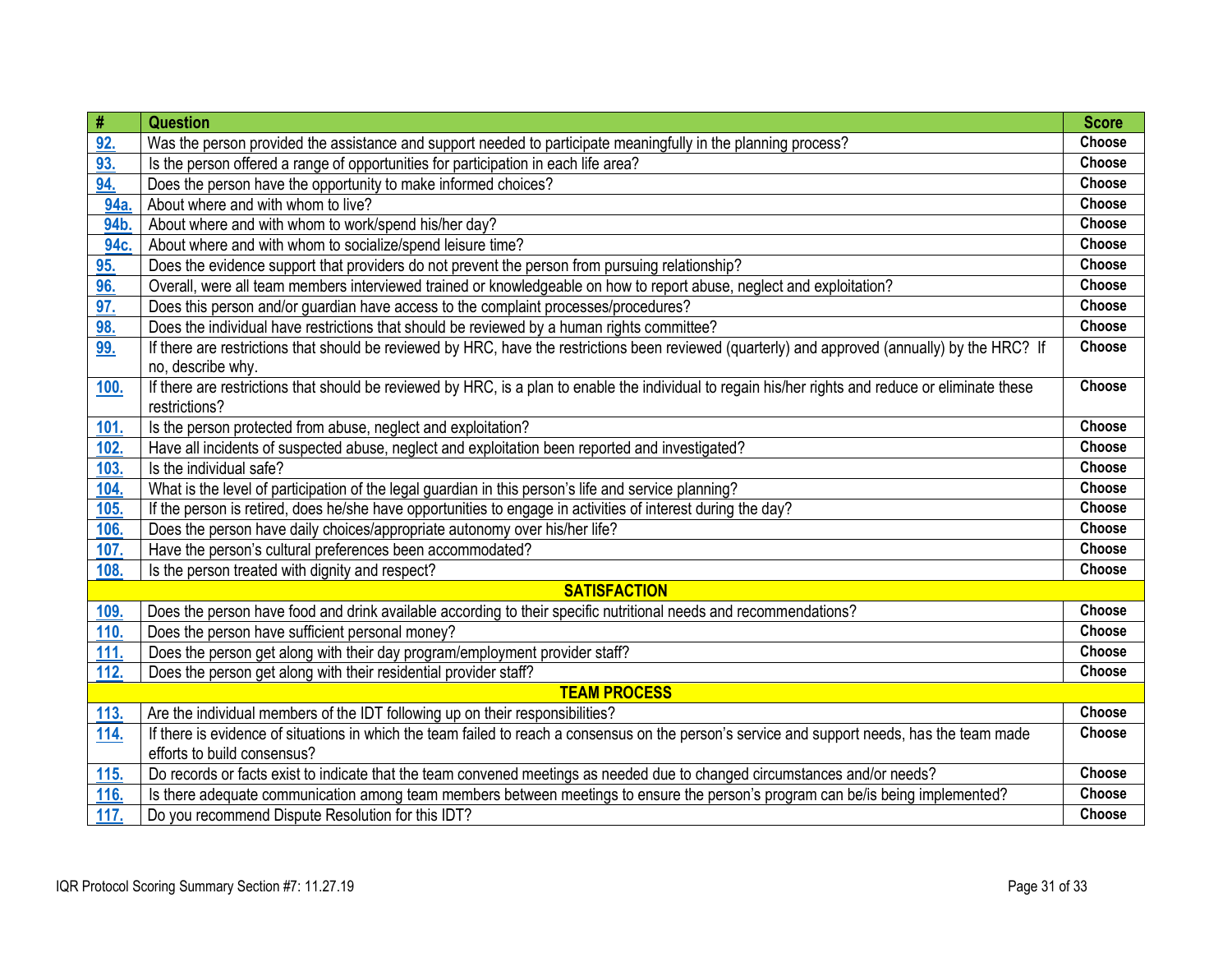| # | Question | Score |
|---|---|---|
| 92. | Was the person provided the assistance and support needed to participate meaningfully in the planning process? | Choose |
| 93. | Is the person offered a range of opportunities for participation in each life area? | Choose |
| 94. | Does the person have the opportunity to make informed choices? | Choose |
| 94a. | About where and with whom to live? | Choose |
| 94b. | About where and with whom to work/spend his/her day? | Choose |
| 94c. | About where and with whom to socialize/spend leisure time? | Choose |
| 95. | Does the evidence support that providers do not prevent the person from pursuing relationship? | Choose |
| 96. | Overall, were all team members interviewed trained or knowledgeable on how to report abuse, neglect and exploitation? | Choose |
| 97. | Does this person and/or guardian have access to the complaint processes/procedures? | Choose |
| 98. | Does the individual have restrictions that should be reviewed by a human rights committee? | Choose |
| 99. | If there are restrictions that should be reviewed by HRC, have the restrictions been reviewed (quarterly) and approved (annually) by the HRC? If no, describe why. | Choose |
| 100. | If there are restrictions that should be reviewed by HRC, is a plan to enable the individual to regain his/her rights and reduce or eliminate these restrictions? | Choose |
| 101. | Is the person protected from abuse, neglect and exploitation? | Choose |
| 102. | Have all incidents of suspected abuse, neglect and exploitation been reported and investigated? | Choose |
| 103. | Is the individual safe? | Choose |
| 104. | What is the level of participation of the legal guardian in this person's life and service planning? | Choose |
| 105. | If the person is retired, does he/she have opportunities to engage in activities of interest during the day? | Choose |
| 106. | Does the person have daily choices/appropriate autonomy over his/her life? | Choose |
| 107. | Have the person's cultural preferences been accommodated? | Choose |
| 108. | Is the person treated with dignity and respect? | Choose |
| | **SATISFACTION** | |
| 109. | Does the person have food and drink available according to their specific nutritional needs and recommendations? | Choose |
| 110. | Does the person have sufficient personal money? | Choose |
| 111. | Does the person get along with their day program/employment provider staff? | Choose |
| 112. | Does the person get along with their residential provider staff? | Choose |
| | **TEAM PROCESS** | |
| 113. | Are the individual members of the IDT following up on their responsibilities? | Choose |
| 114. | If there is evidence of situations in which the team failed to reach a consensus on the person's service and support needs, has the team made efforts to build consensus? | Choose |
| 115. | Do records or facts exist to indicate that the team convened meetings as needed due to changed circumstances and/or needs? | Choose |
| 116. | Is there adequate communication among team members between meetings to ensure the person's program can be/is being implemented? | Choose |
| 117. | Do you recommend Dispute Resolution for this IDT? | Choose |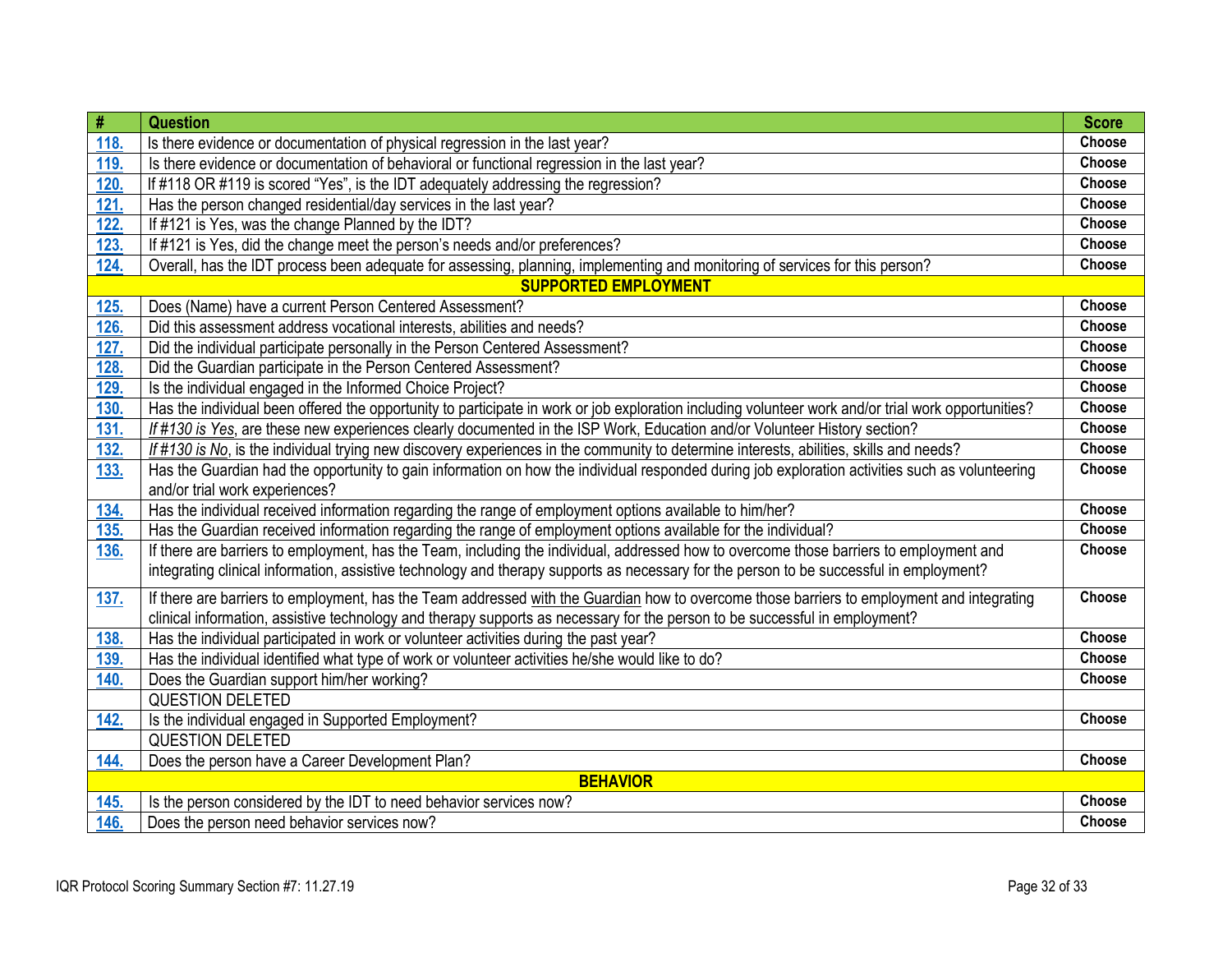| # | Question | Score |
|---|---|---|
| 118. | Is there evidence or documentation of physical regression in the last year? | Choose |
| 119. | Is there evidence or documentation of behavioral or functional regression in the last year? | Choose |
| 120. | If #118 OR #119 is scored "Yes", is the IDT adequately addressing the regression? | Choose |
| 121. | Has the person changed residential/day services in the last year? | Choose |
| 122. | If #121 is Yes, was the change Planned by the IDT? | Choose |
| 123. | If #121 is Yes, did the change meet the person's needs and/or preferences? | Choose |
| 124. | Overall, has the IDT process been adequate for assessing, planning, implementing and monitoring of services for this person? | Choose |
| | **SUPPORTED EMPLOYMENT** | |
| 125. | Does (Name) have a current Person Centered Assessment? | Choose |
| 126. | Did this assessment address vocational interests, abilities and needs? | Choose |
| 127. | Did the individual participate personally in the Person Centered Assessment? | Choose |
| 128. | Did the Guardian participate in the Person Centered Assessment? | Choose |
| 129. | Is the individual engaged in the Informed Choice Project? | Choose |
| 130. | Has the individual been offered the opportunity to participate in work or job exploration including volunteer work and/or trial work opportunities? | Choose |
| 131. | *If #130 is Yes*, are these new experiences clearly documented in the ISP Work, Education and/or Volunteer History section? | Choose |
| 132. | *If #130 is No*, is the individual trying new discovery experiences in the community to determine interests, abilities, skills and needs? | Choose |
| 133. | Has the Guardian had the opportunity to gain information on how the individual responded during job exploration activities such as volunteering and/or trial work experiences? | Choose |
| 134. | Has the individual received information regarding the range of employment options available to him/her? | Choose |
| 135. | Has the Guardian received information regarding the range of employment options available for the individual? | Choose |
| 136. | If there are barriers to employment, has the Team, including the individual, addressed how to overcome those barriers to employment and integrating clinical information, assistive technology and therapy supports as necessary for the person to be successful in employment? | Choose |
| 137. | If there are barriers to employment, has the Team addressed with the Guardian how to overcome those barriers to employment and integrating clinical information, assistive technology and therapy supports as necessary for the person to be successful in employment? | Choose |
| 138. | Has the individual participated in work or volunteer activities during the past year? | Choose |
| 139. | Has the individual identified what type of work or volunteer activities he/she would like to do? | Choose |
| 140. | Does the Guardian support him/her working? | Choose |
| | QUESTION DELETED | |
| 142. | Is the individual engaged in Supported Employment? | Choose |
| | QUESTION DELETED | |
| 144. | Does the person have a Career Development Plan? | Choose |
| | **BEHAVIOR** | |
| 145. | Is the person considered by the IDT to need behavior services now? | Choose |
| 146. | Does the person need behavior services now? | Choose |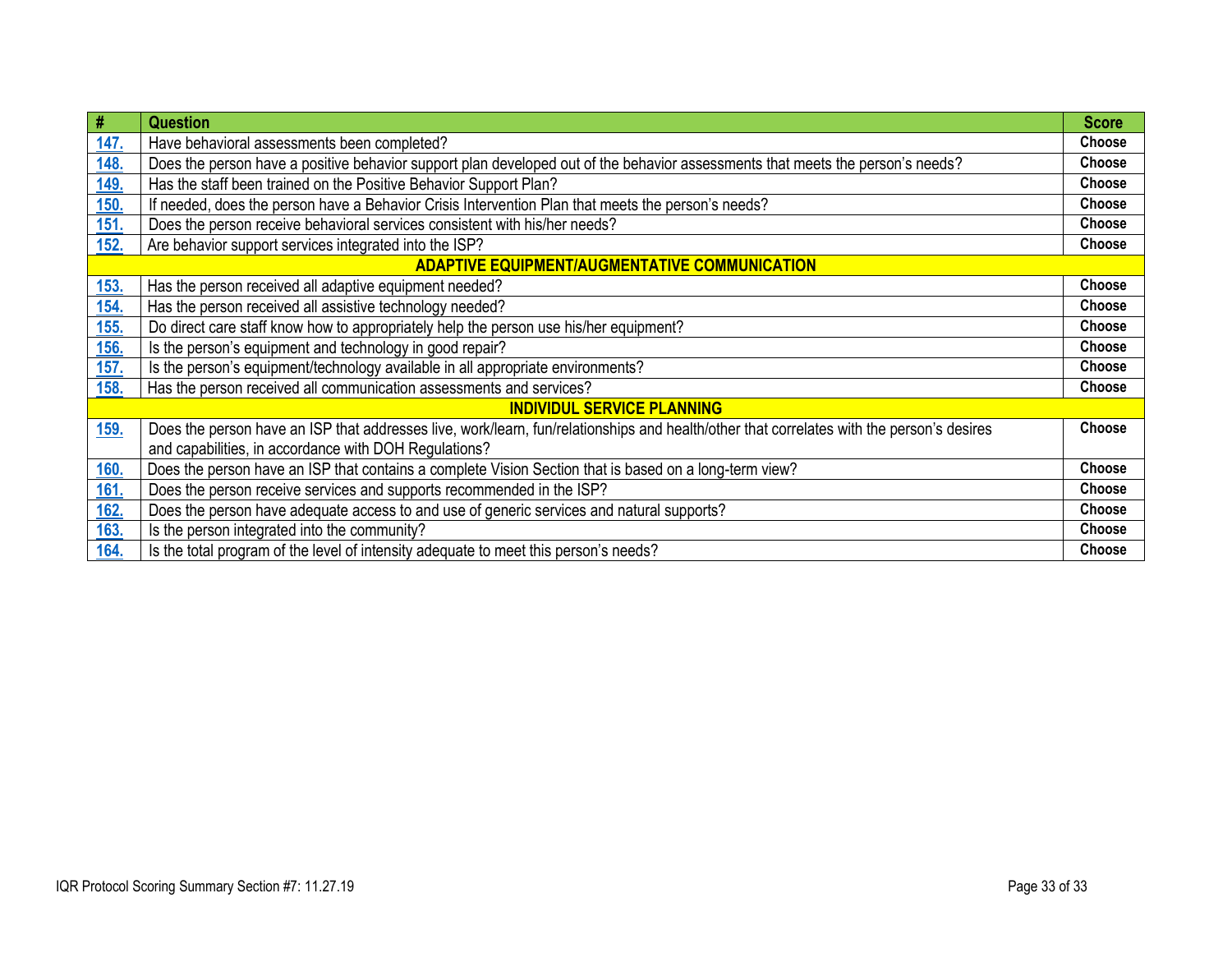| # | Question | Score |
|---|---|---|
| 147. | Have behavioral assessments been completed? | Choose |
| 148. | Does the person have a positive behavior support plan developed out of the behavior assessments that meets the person's needs? | Choose |
| 149. | Has the staff been trained on the Positive Behavior Support Plan? | Choose |
| 150. | If needed, does the person have a Behavior Crisis Intervention Plan that meets the person's needs? | Choose |
| 151. | Does the person receive behavioral services consistent with his/her needs? | Choose |
| 152. | Are behavior support services integrated into the ISP? | Choose |
| | **ADAPTIVE EQUIPMENT/AUGMENTATIVE COMMUNICATION** | |
| 153. | Has the person received all adaptive equipment needed? | Choose |
| 154. | Has the person received all assistive technology needed? | Choose |
| 155. | Do direct care staff know how to appropriately help the person use his/her equipment? | Choose |
| 156. | Is the person's equipment and technology in good repair? | Choose |
| 157. | Is the person's equipment/technology available in all appropriate environments? | Choose |
| 158. | Has the person received all communication assessments and services? | Choose |
| | **INDIVIDUL SERVICE PLANNING** | |
| 159. | Does the person have an ISP that addresses live, work/learn, fun/relationships and health/other that correlates with the person's desires and capabilities, in accordance with DOH Regulations? | Choose |
| 160. | Does the person have an ISP that contains a complete Vision Section that is based on a long-term view? | Choose |
| 161. | Does the person receive services and supports recommended in the ISP? | Choose |
| 162. | Does the person have adequate access to and use of generic services and natural supports? | Choose |
| 163. | Is the person integrated into the community? | Choose |
| 164. | Is the total program of the level of intensity adequate to meet this person's needs? | Choose |